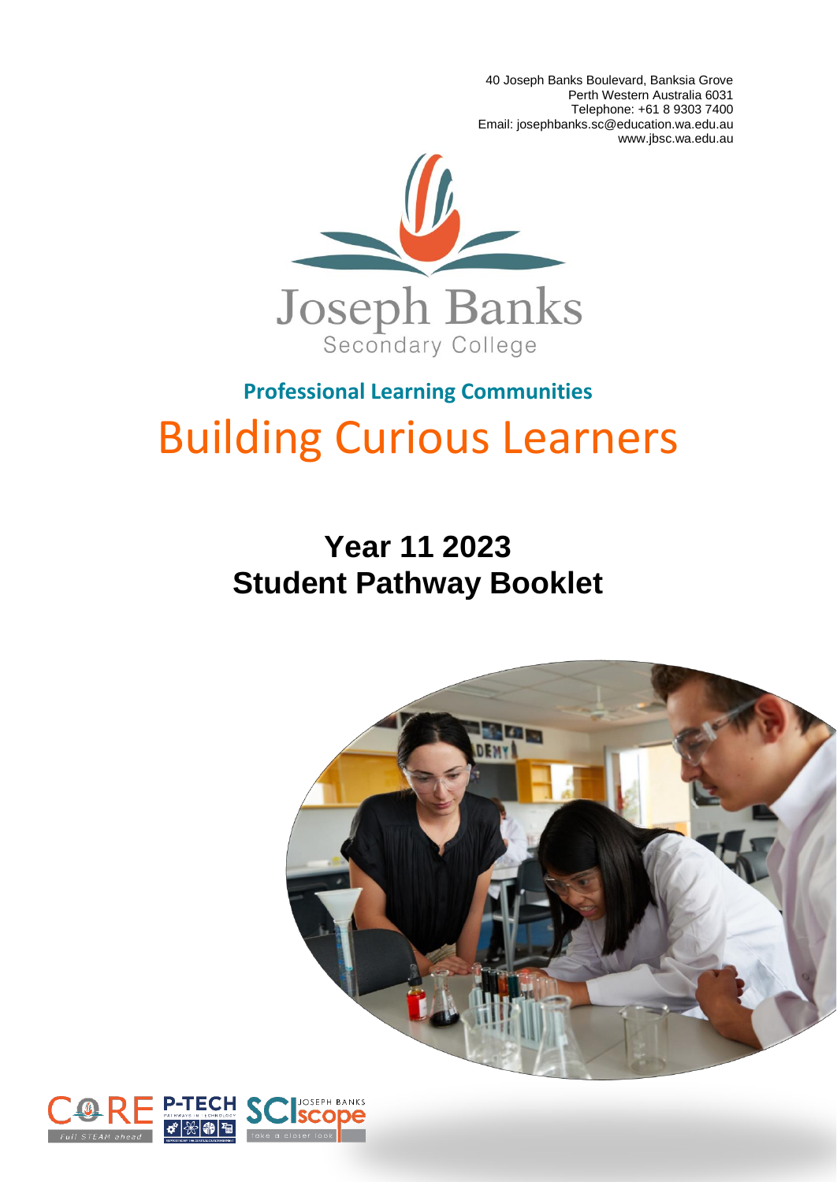40 Joseph Banks Boulevard, Banksia Grove
Perth Western Australia 6031
Telephone: +61 8 9303 7400
Email: josephbanks.sc@education.wa.edu.au
www.jbsc.wa.edu.au

Joseph Banks
Secondary College

## Professional Learning Communities

# Building Curious Learners

# Year 11 2023
# Student Pathway Booklet

CORE Full STEAM ahead
P-TECH Pathways in Technology
SCIscope Joseph Banks take a closer look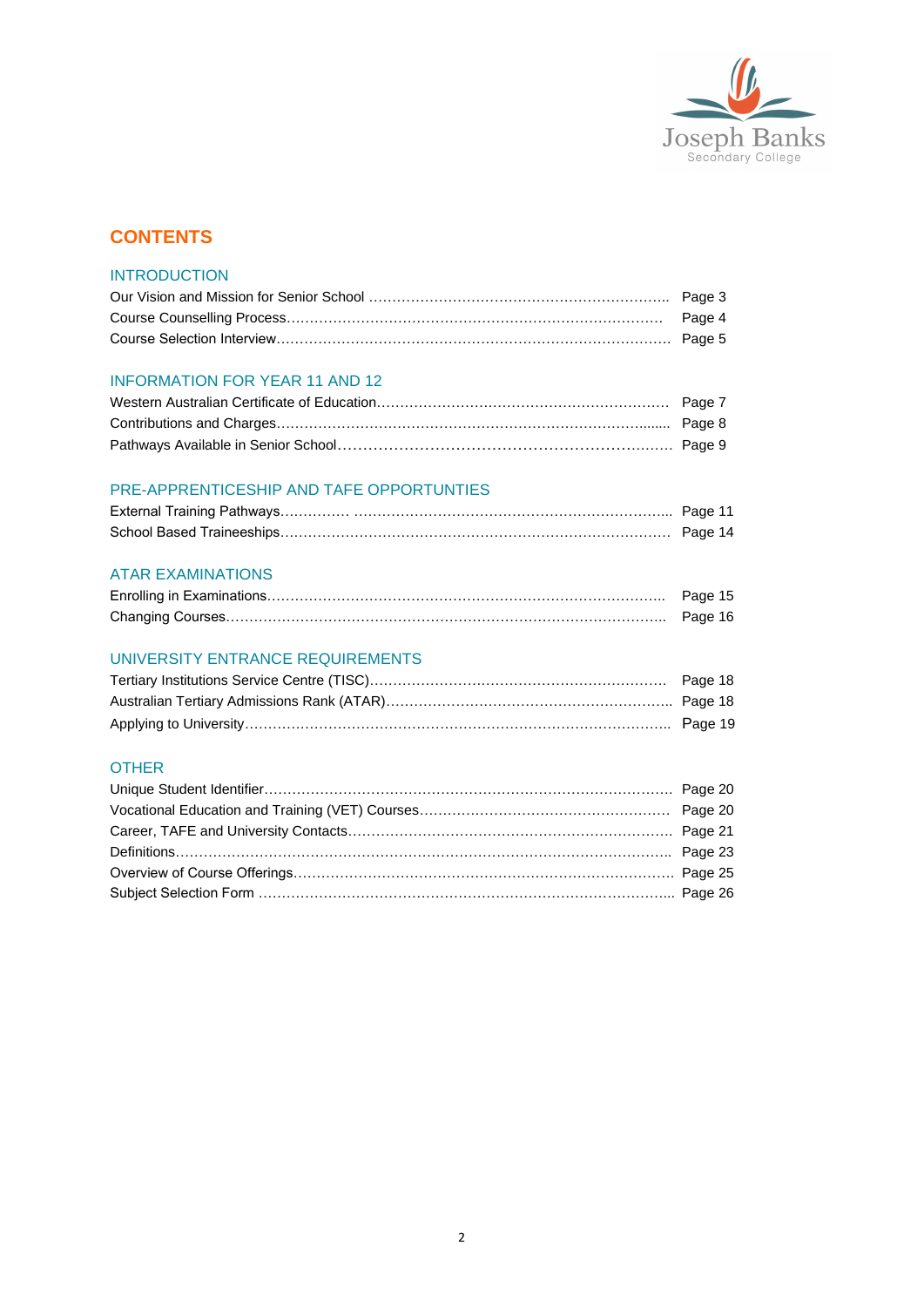## CONTENTS

### INTRODUCTION

Our Vision and Mission for Senior School ........................................................ Page 3
Course Counselling Process........................................................................ Page 4
Course Selection Interview.......................................................................... Page 5

### INFORMATION FOR YEAR 11 AND 12

Western Australian Certificate of Education.................................................. Page 7
Contributions and Charges.......................................................................... Page 8
Pathways Available in Senior School............................................................ Page 9

### PRE-APPRENTICESHIP AND TAFE OPPORTUNTIES

External Training Pathways............... ......................................................... Page 11
School Based Traineeships.......................................................................... Page 14

### ATAR EXAMINATIONS

Enrolling in Examinations............................................................................ Page 15
Changing Courses...................................................................................... Page 16

### UNIVERSITY ENTRANCE REQUIREMENTS

Tertiary Institutions Service Centre (TISC).................................................... Page 18
Australian Tertiary Admissions Rank (ATAR)................................................. Page 18
Applying to University................................................................................ Page 19

### OTHER

Unique Student Identifier............................................................................ Page 20
Vocational Education and Training (VET) Courses.......................................... Page 20
Career, TAFE and University Contacts......................................................... Page 21
Definitions................................................................................................ Page 23
Overview of Course Offerings...................................................................... Page 25
Subject Selection Form .............................................................................. Page 26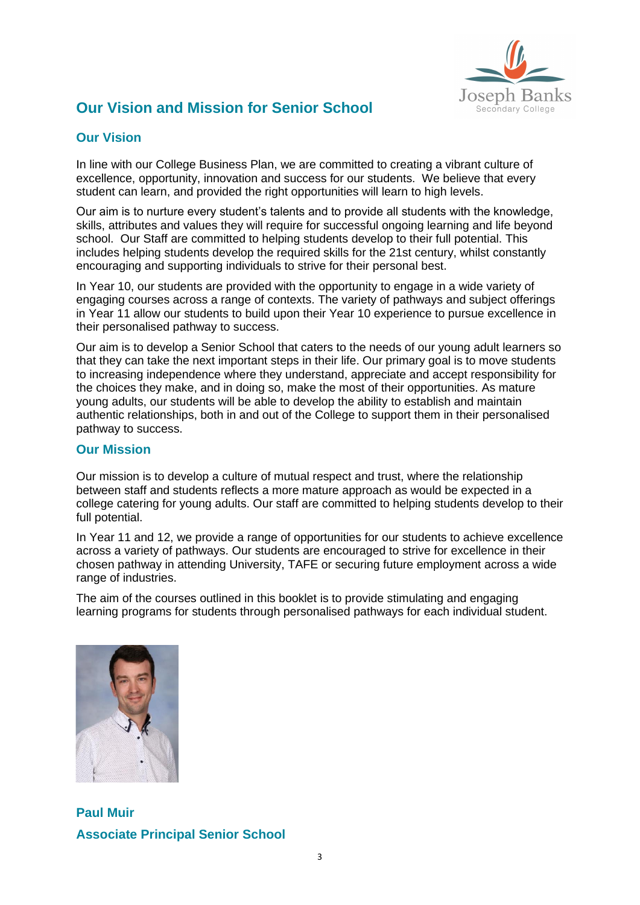# Our Vision and Mission for Senior School

## Our Vision

In line with our College Business Plan, we are committed to creating a vibrant culture of excellence, opportunity, innovation and success for our students. We believe that every student can learn, and provided the right opportunities will learn to high levels.

Our aim is to nurture every student's talents and to provide all students with the knowledge, skills, attributes and values they will require for successful ongoing learning and life beyond school. Our Staff are committed to helping students develop to their full potential. This includes helping students develop the required skills for the 21st century, whilst constantly encouraging and supporting individuals to strive for their personal best.

In Year 10, our students are provided with the opportunity to engage in a wide variety of engaging courses across a range of contexts. The variety of pathways and subject offerings in Year 11 allow our students to build upon their Year 10 experience to pursue excellence in their personalised pathway to success.

Our aim is to develop a Senior School that caters to the needs of our young adult learners so that they can take the next important steps in their life. Our primary goal is to move students to increasing independence where they understand, appreciate and accept responsibility for the choices they make, and in doing so, make the most of their opportunities. As mature young adults, our students will be able to develop the ability to establish and maintain authentic relationships, both in and out of the College to support them in their personalised pathway to success.

## Our Mission

Our mission is to develop a culture of mutual respect and trust, where the relationship between staff and students reflects a more mature approach as would be expected in a college catering for young adults. Our staff are committed to helping students develop to their full potential.

In Year 11 and 12, we provide a range of opportunities for our students to achieve excellence across a variety of pathways. Our students are encouraged to strive for excellence in their chosen pathway in attending University, TAFE or securing future employment across a wide range of industries.

The aim of the courses outlined in this booklet is to provide stimulating and engaging learning programs for students through personalised pathways for each individual student.

**Paul Muir**

**Associate Principal Senior School**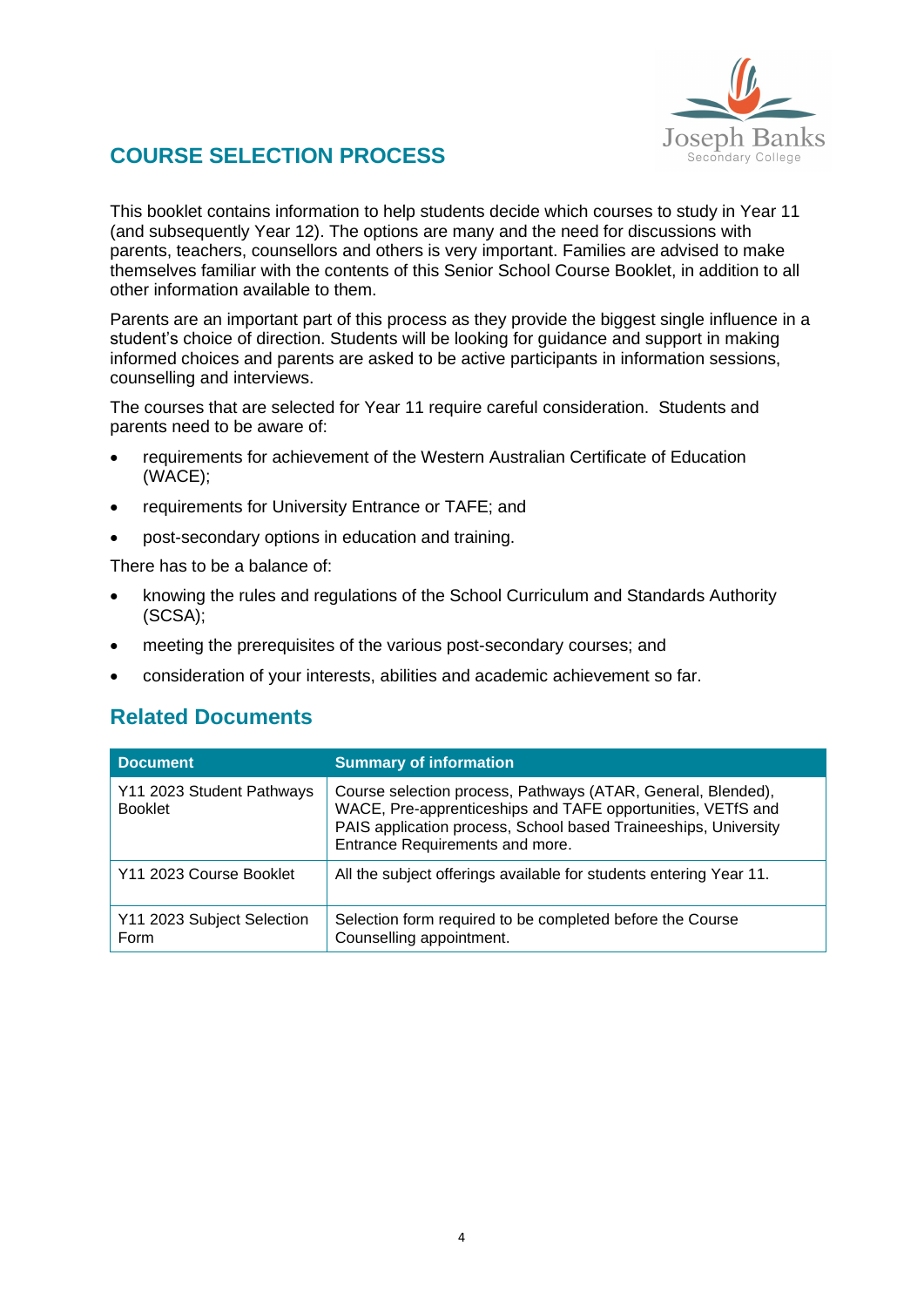# COURSE SELECTION PROCESS

This booklet contains information to help students decide which courses to study in Year 11 (and subsequently Year 12). The options are many and the need for discussions with parents, teachers, counsellors and others is very important. Families are advised to make themselves familiar with the contents of this Senior School Course Booklet, in addition to all other information available to them.

Parents are an important part of this process as they provide the biggest single influence in a student's choice of direction. Students will be looking for guidance and support in making informed choices and parents are asked to be active participants in information sessions, counselling and interviews.

The courses that are selected for Year 11 require careful consideration. Students and parents need to be aware of:

- requirements for achievement of the Western Australian Certificate of Education (WACE);
- requirements for University Entrance or TAFE; and
- post-secondary options in education and training.

There has to be a balance of:

- knowing the rules and regulations of the School Curriculum and Standards Authority (SCSA);
- meeting the prerequisites of the various post-secondary courses; and
- consideration of your interests, abilities and academic achievement so far.

## Related Documents

| Document | Summary of information |
|---|---|
| Y11 2023 Student Pathways Booklet | Course selection process, Pathways (ATAR, General, Blended), WACE, Pre-apprenticeships and TAFE opportunities, VETfS and PAIS application process, School based Traineeships, University Entrance Requirements and more. |
| Y11 2023 Course Booklet | All the subject offerings available for students entering Year 11. |
| Y11 2023 Subject Selection Form | Selection form required to be completed before the Course Counselling appointment. |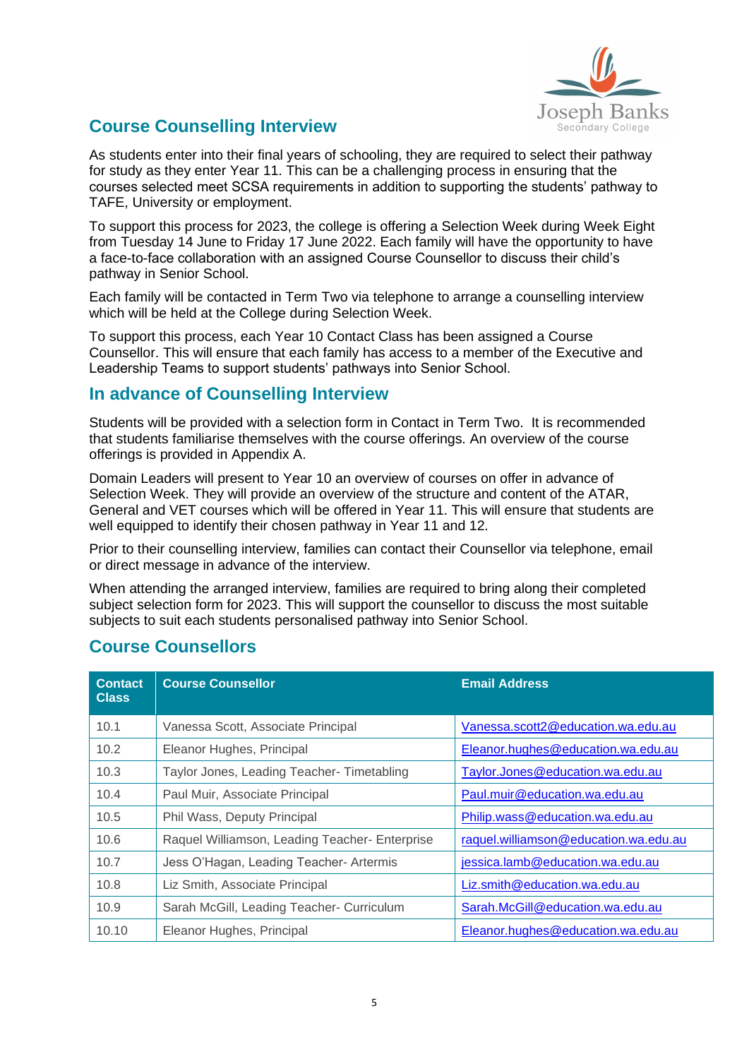## Course Counselling Interview

As students enter into their final years of schooling, they are required to select their pathway for study as they enter Year 11. This can be a challenging process in ensuring that the courses selected meet SCSA requirements in addition to supporting the students' pathway to TAFE, University or employment.

To support this process for 2023, the college is offering a Selection Week during Week Eight from Tuesday 14 June to Friday 17 June 2022. Each family will have the opportunity to have a face-to-face collaboration with an assigned Course Counsellor to discuss their child's pathway in Senior School.

Each family will be contacted in Term Two via telephone to arrange a counselling interview which will be held at the College during Selection Week.

To support this process, each Year 10 Contact Class has been assigned a Course Counsellor. This will ensure that each family has access to a member of the Executive and Leadership Teams to support students' pathways into Senior School.

## In advance of Counselling Interview

Students will be provided with a selection form in Contact in Term Two. It is recommended that students familiarise themselves with the course offerings. An overview of the course offerings is provided in Appendix A.

Domain Leaders will present to Year 10 an overview of courses on offer in advance of Selection Week. They will provide an overview of the structure and content of the ATAR, General and VET courses which will be offered in Year 11. This will ensure that students are well equipped to identify their chosen pathway in Year 11 and 12.

Prior to their counselling interview, families can contact their Counsellor via telephone, email or direct message in advance of the interview.

When attending the arranged interview, families are required to bring along their completed subject selection form for 2023. This will support the counsellor to discuss the most suitable subjects to suit each students personalised pathway into Senior School.

## Course Counsellors

| Contact Class | Course Counsellor | Email Address |
|---|---|---|
| 10.1 | Vanessa Scott, Associate Principal | Vanessa.scott2@education.wa.edu.au |
| 10.2 | Eleanor Hughes, Principal | Eleanor.hughes@education.wa.edu.au |
| 10.3 | Taylor Jones, Leading Teacher- Timetabling | Taylor.Jones@education.wa.edu.au |
| 10.4 | Paul Muir, Associate Principal | Paul.muir@education.wa.edu.au |
| 10.5 | Phil Wass, Deputy Principal | Philip.wass@education.wa.edu.au |
| 10.6 | Raquel Williamson, Leading Teacher- Enterprise | raquel.williamson@education.wa.edu.au |
| 10.7 | Jess O'Hagan, Leading Teacher- Artermis | jessica.lamb@education.wa.edu.au |
| 10.8 | Liz Smith, Associate Principal | Liz.smith@education.wa.edu.au |
| 10.9 | Sarah McGill, Leading Teacher- Curriculum | Sarah.McGill@education.wa.edu.au |
| 10.10 | Eleanor Hughes, Principal | Eleanor.hughes@education.wa.edu.au |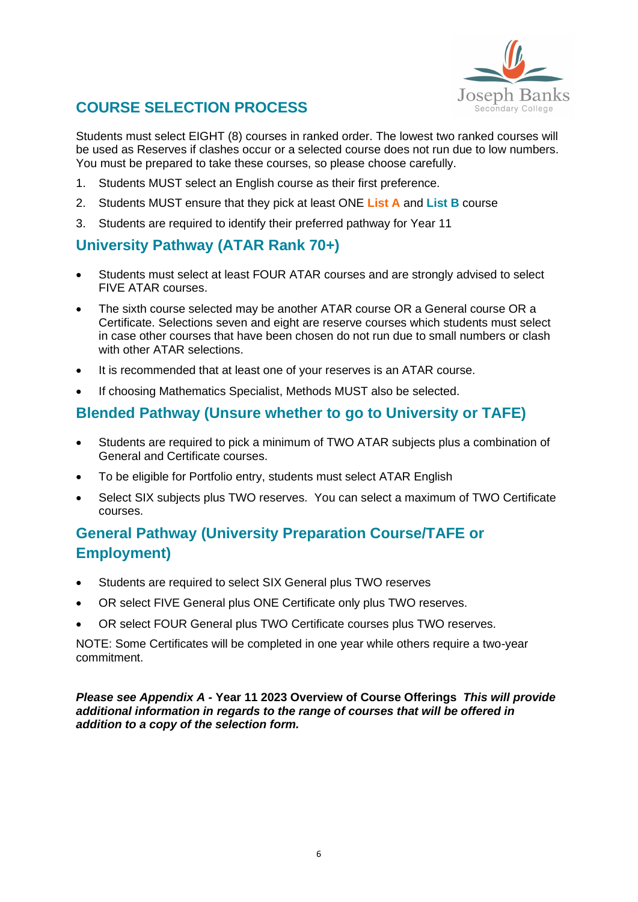## COURSE SELECTION PROCESS

Students must select EIGHT (8) courses in ranked order. The lowest two ranked courses will be used as Reserves if clashes occur or a selected course does not run due to low numbers. You must be prepared to take these courses, so please choose carefully.

1. Students MUST select an English course as their first preference.
2. Students MUST ensure that they pick at least ONE **List A** and **List B** course
3. Students are required to identify their preferred pathway for Year 11

### University Pathway (ATAR Rank 70+)

- Students must select at least FOUR ATAR courses and are strongly advised to select FIVE ATAR courses.
- The sixth course selected may be another ATAR course OR a General course OR a Certificate. Selections seven and eight are reserve courses which students must select in case other courses that have been chosen do not run due to small numbers or clash with other ATAR selections.
- It is recommended that at least one of your reserves is an ATAR course.
- If choosing Mathematics Specialist, Methods MUST also be selected.

### Blended Pathway (Unsure whether to go to University or TAFE)

- Students are required to pick a minimum of TWO ATAR subjects plus a combination of General and Certificate courses.
- To be eligible for Portfolio entry, students must select ATAR English
- Select SIX subjects plus TWO reserves. You can select a maximum of TWO Certificate courses.

### General Pathway (University Preparation Course/TAFE or Employment)

- Students are required to select SIX General plus TWO reserves
- OR select FIVE General plus ONE Certificate only plus TWO reserves.
- OR select FOUR General plus TWO Certificate courses plus TWO reserves.

NOTE: Some Certificates will be completed in one year while others require a two-year commitment.

***Please see Appendix A* - Year 11 2023 Overview of Course Offerings *This will provide additional information in regards to the range of courses that will be offered in addition to a copy of the selection form.***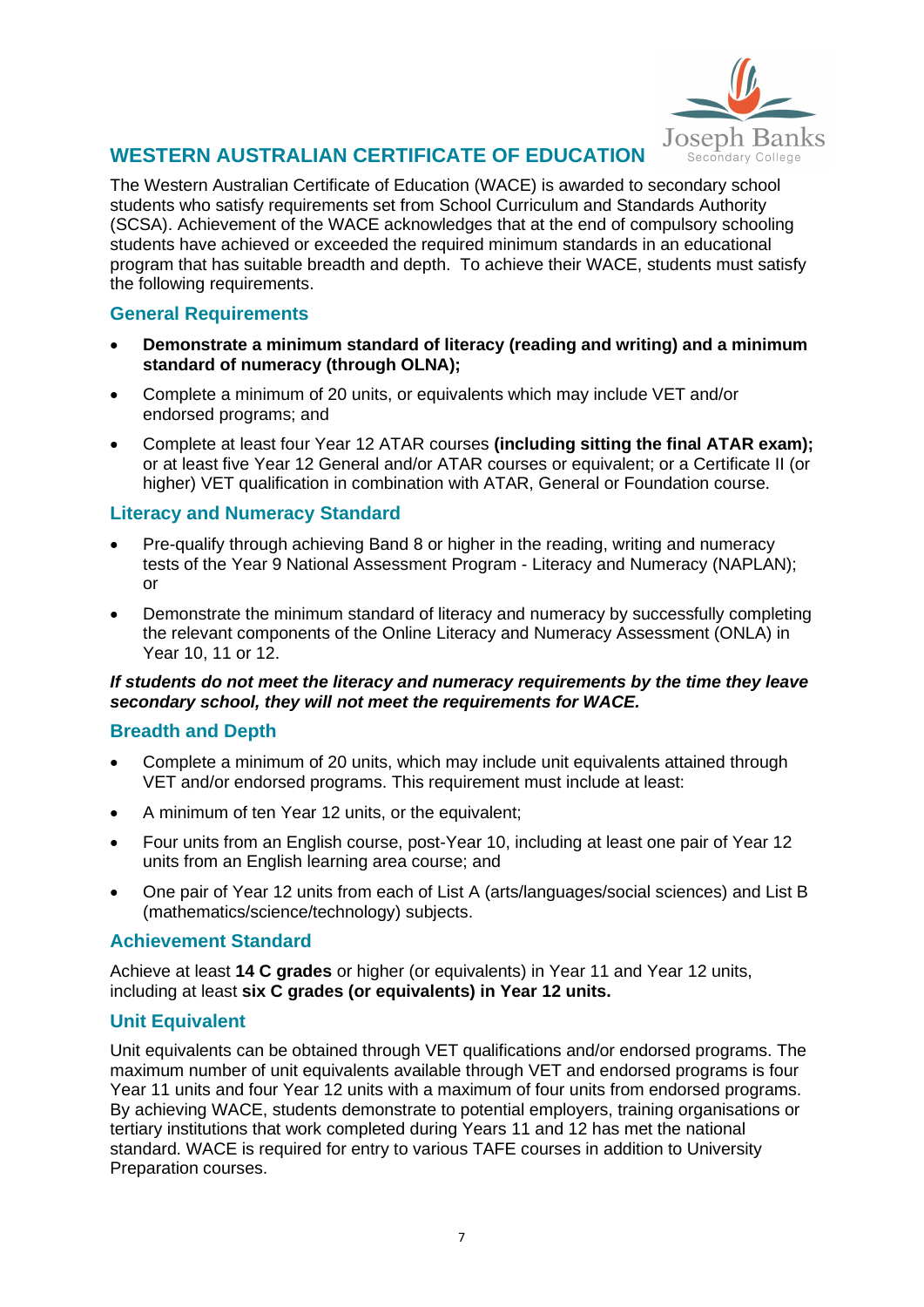## WESTERN AUSTRALIAN CERTIFICATE OF EDUCATION

The Western Australian Certificate of Education (WACE) is awarded to secondary school students who satisfy requirements set from School Curriculum and Standards Authority (SCSA). Achievement of the WACE acknowledges that at the end of compulsory schooling students have achieved or exceeded the required minimum standards in an educational program that has suitable breadth and depth. To achieve their WACE, students must satisfy the following requirements.

### General Requirements

- **Demonstrate a minimum standard of literacy (reading and writing) and a minimum standard of numeracy (through OLNA);**
- Complete a minimum of 20 units, or equivalents which may include VET and/or endorsed programs; and
- Complete at least four Year 12 ATAR courses **(including sitting the final ATAR exam);** or at least five Year 12 General and/or ATAR courses or equivalent; or a Certificate II (or higher) VET qualification in combination with ATAR, General or Foundation course.

### Literacy and Numeracy Standard

- Pre-qualify through achieving Band 8 or higher in the reading, writing and numeracy tests of the Year 9 National Assessment Program - Literacy and Numeracy (NAPLAN); or
- Demonstrate the minimum standard of literacy and numeracy by successfully completing the relevant components of the Online Literacy and Numeracy Assessment (ONLA) in Year 10, 11 or 12.

***If students do not meet the literacy and numeracy requirements by the time they leave secondary school, they will not meet the requirements for WACE.***

### Breadth and Depth

- Complete a minimum of 20 units, which may include unit equivalents attained through VET and/or endorsed programs. This requirement must include at least:
- A minimum of ten Year 12 units, or the equivalent;
- Four units from an English course, post-Year 10, including at least one pair of Year 12 units from an English learning area course; and
- One pair of Year 12 units from each of List A (arts/languages/social sciences) and List B (mathematics/science/technology) subjects.

### Achievement Standard

Achieve at least **14 C grades** or higher (or equivalents) in Year 11 and Year 12 units, including at least **six C grades (or equivalents) in Year 12 units.**

### Unit Equivalent

Unit equivalents can be obtained through VET qualifications and/or endorsed programs. The maximum number of unit equivalents available through VET and endorsed programs is four Year 11 units and four Year 12 units with a maximum of four units from endorsed programs. By achieving WACE, students demonstrate to potential employers, training organisations or tertiary institutions that work completed during Years 11 and 12 has met the national standard. WACE is required for entry to various TAFE courses in addition to University Preparation courses.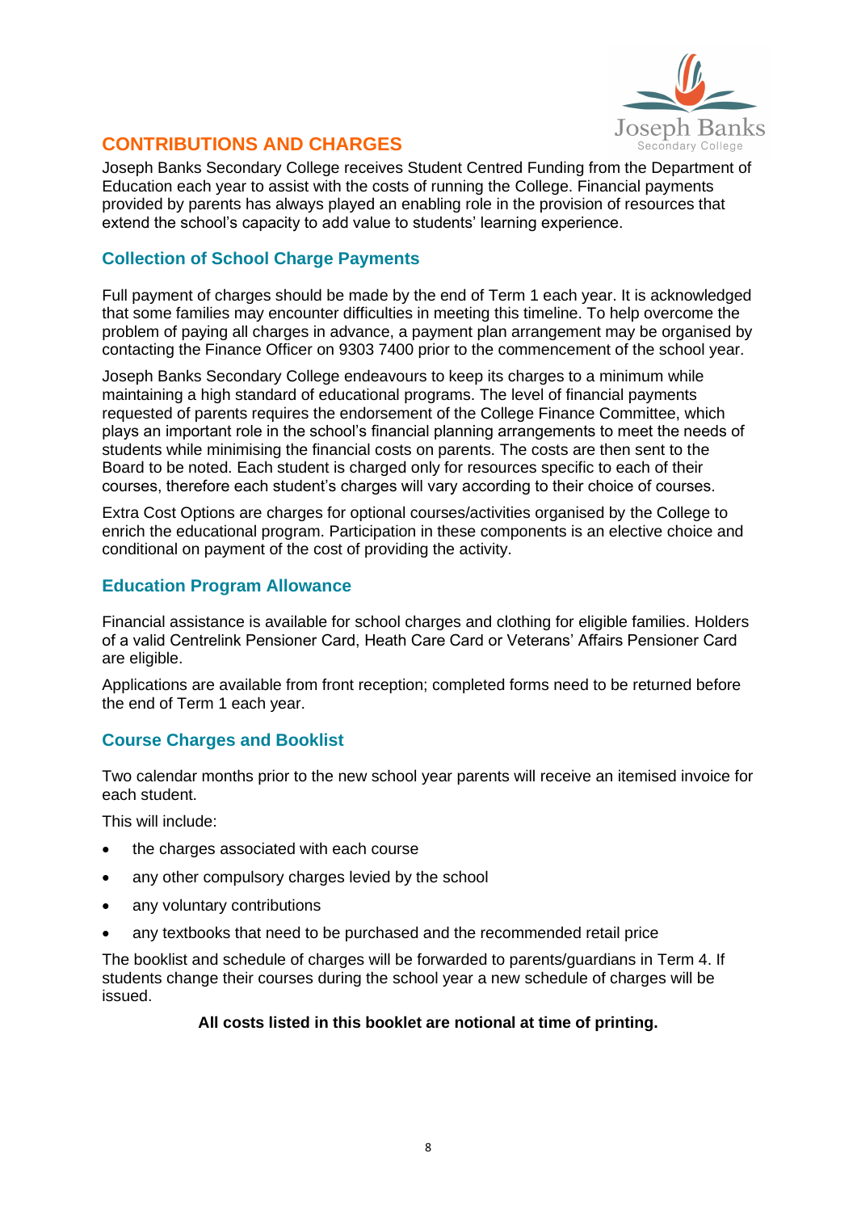## CONTRIBUTIONS AND CHARGES

Joseph Banks Secondary College receives Student Centred Funding from the Department of Education each year to assist with the costs of running the College. Financial payments provided by parents has always played an enabling role in the provision of resources that extend the school's capacity to add value to students' learning experience.

### Collection of School Charge Payments

Full payment of charges should be made by the end of Term 1 each year. It is acknowledged that some families may encounter difficulties in meeting this timeline. To help overcome the problem of paying all charges in advance, a payment plan arrangement may be organised by contacting the Finance Officer on 9303 7400 prior to the commencement of the school year.

Joseph Banks Secondary College endeavours to keep its charges to a minimum while maintaining a high standard of educational programs. The level of financial payments requested of parents requires the endorsement of the College Finance Committee, which plays an important role in the school's financial planning arrangements to meet the needs of students while minimising the financial costs on parents. The costs are then sent to the Board to be noted. Each student is charged only for resources specific to each of their courses, therefore each student's charges will vary according to their choice of courses.

Extra Cost Options are charges for optional courses/activities organised by the College to enrich the educational program. Participation in these components is an elective choice and conditional on payment of the cost of providing the activity.

### Education Program Allowance

Financial assistance is available for school charges and clothing for eligible families. Holders of a valid Centrelink Pensioner Card, Heath Care Card or Veterans' Affairs Pensioner Card are eligible.

Applications are available from front reception; completed forms need to be returned before the end of Term 1 each year.

### Course Charges and Booklist

Two calendar months prior to the new school year parents will receive an itemised invoice for each student.

This will include:

- the charges associated with each course
- any other compulsory charges levied by the school
- any voluntary contributions
- any textbooks that need to be purchased and the recommended retail price

The booklist and schedule of charges will be forwarded to parents/guardians in Term 4. If students change their courses during the school year a new schedule of charges will be issued.

**All costs listed in this booklet are notional at time of printing.**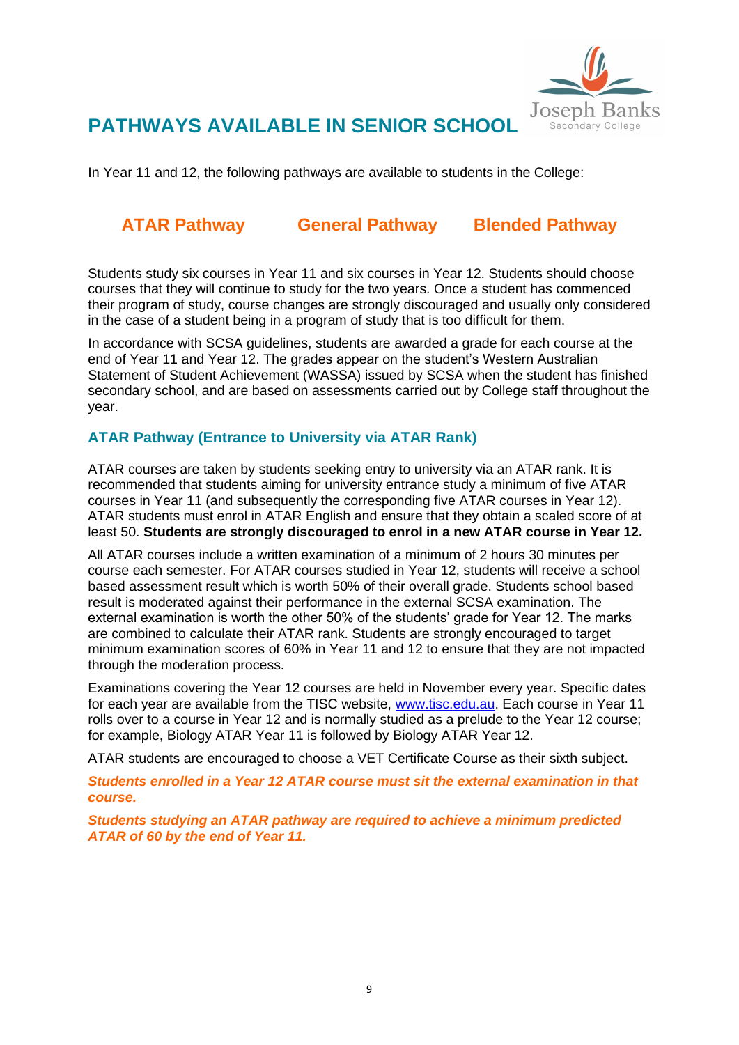# PATHWAYS AVAILABLE IN SENIOR SCHOOL

In Year 11 and 12, the following pathways are available to students in the College:

**ATAR Pathway** **General Pathway** **Blended Pathway**

Students study six courses in Year 11 and six courses in Year 12. Students should choose courses that they will continue to study for the two years. Once a student has commenced their program of study, course changes are strongly discouraged and usually only considered in the case of a student being in a program of study that is too difficult for them.

In accordance with SCSA guidelines, students are awarded a grade for each course at the end of Year 11 and Year 12. The grades appear on the student's Western Australian Statement of Student Achievement (WASSA) issued by SCSA when the student has finished secondary school, and are based on assessments carried out by College staff throughout the year.

## ATAR Pathway (Entrance to University via ATAR Rank)

ATAR courses are taken by students seeking entry to university via an ATAR rank. It is recommended that students aiming for university entrance study a minimum of five ATAR courses in Year 11 (and subsequently the corresponding five ATAR courses in Year 12). ATAR students must enrol in ATAR English and ensure that they obtain a scaled score of at least 50. **Students are strongly discouraged to enrol in a new ATAR course in Year 12.**

All ATAR courses include a written examination of a minimum of 2 hours 30 minutes per course each semester. For ATAR courses studied in Year 12, students will receive a school based assessment result which is worth 50% of their overall grade. Students school based result is moderated against their performance in the external SCSA examination. The external examination is worth the other 50% of the students' grade for Year 12. The marks are combined to calculate their ATAR rank. Students are strongly encouraged to target minimum examination scores of 60% in Year 11 and 12 to ensure that they are not impacted through the moderation process.

Examinations covering the Year 12 courses are held in November every year. Specific dates for each year are available from the TISC website, www.tisc.edu.au. Each course in Year 11 rolls over to a course in Year 12 and is normally studied as a prelude to the Year 12 course; for example, Biology ATAR Year 11 is followed by Biology ATAR Year 12.

ATAR students are encouraged to choose a VET Certificate Course as their sixth subject.

***Students enrolled in a Year 12 ATAR course must sit the external examination in that course.***

***Students studying an ATAR pathway are required to achieve a minimum predicted ATAR of 60 by the end of Year 11.***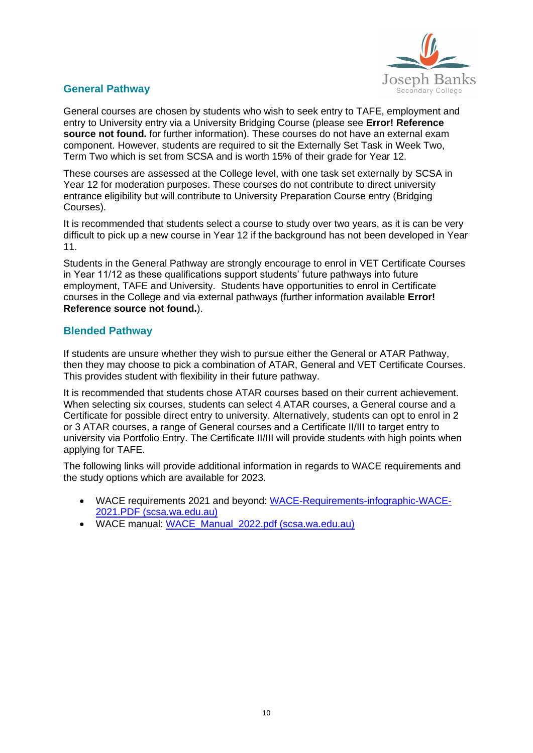## General Pathway

General courses are chosen by students who wish to seek entry to TAFE, employment and entry to University entry via a University Bridging Course (please see **Error! Reference source not found.** for further information). These courses do not have an external exam component. However, students are required to sit the Externally Set Task in Week Two, Term Two which is set from SCSA and is worth 15% of their grade for Year 12.

These courses are assessed at the College level, with one task set externally by SCSA in Year 12 for moderation purposes. These courses do not contribute to direct university entrance eligibility but will contribute to University Preparation Course entry (Bridging Courses).

It is recommended that students select a course to study over two years, as it is can be very difficult to pick up a new course in Year 12 if the background has not been developed in Year 11.

Students in the General Pathway are strongly encourage to enrol in VET Certificate Courses in Year 11/12 as these qualifications support students' future pathways into future employment, TAFE and University. Students have opportunities to enrol in Certificate courses in the College and via external pathways (further information available **Error! Reference source not found.**).

## Blended Pathway

If students are unsure whether they wish to pursue either the General or ATAR Pathway, then they may choose to pick a combination of ATAR, General and VET Certificate Courses. This provides student with flexibility in their future pathway.

It is recommended that students chose ATAR courses based on their current achievement. When selecting six courses, students can select 4 ATAR courses, a General course and a Certificate for possible direct entry to university. Alternatively, students can opt to enrol in 2 or 3 ATAR courses, a range of General courses and a Certificate II/III to target entry to university via Portfolio Entry. The Certificate II/III will provide students with high points when applying for TAFE.

The following links will provide additional information in regards to WACE requirements and the study options which are available for 2023.

- WACE requirements 2021 and beyond: [WACE-Requirements-infographic-WACE-2021.PDF (scsa.wa.edu.au)]
- WACE manual: [WACE_Manual_2022.pdf (scsa.wa.edu.au)]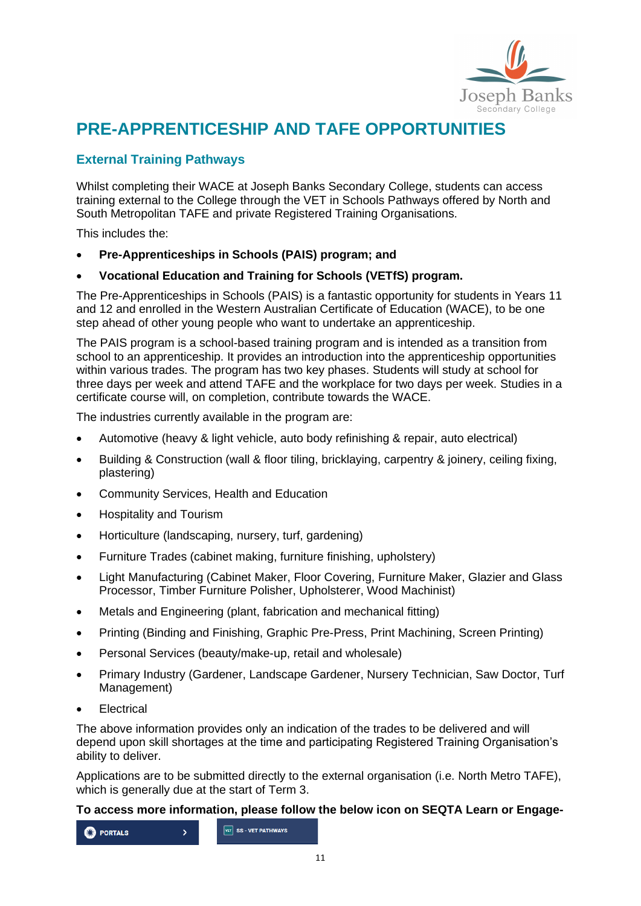# PRE-APPRENTICESHIP AND TAFE OPPORTUNITIES

## External Training Pathways

Whilst completing their WACE at Joseph Banks Secondary College, students can access training external to the College through the VET in Schools Pathways offered by North and South Metropolitan TAFE and private Registered Training Organisations.

This includes the:

- **Pre-Apprenticeships in Schools (PAIS) program; and**
- **Vocational Education and Training for Schools (VETfS) program.**

The Pre-Apprenticeships in Schools (PAIS) is a fantastic opportunity for students in Years 11 and 12 and enrolled in the Western Australian Certificate of Education (WACE), to be one step ahead of other young people who want to undertake an apprenticeship.

The PAIS program is a school-based training program and is intended as a transition from school to an apprenticeship. It provides an introduction into the apprenticeship opportunities within various trades. The program has two key phases. Students will study at school for three days per week and attend TAFE and the workplace for two days per week. Studies in a certificate course will, on completion, contribute towards the WACE.

The industries currently available in the program are:

- Automotive (heavy & light vehicle, auto body refinishing & repair, auto electrical)
- Building & Construction (wall & floor tiling, bricklaying, carpentry & joinery, ceiling fixing, plastering)
- Community Services, Health and Education
- Hospitality and Tourism
- Horticulture (landscaping, nursery, turf, gardening)
- Furniture Trades (cabinet making, furniture finishing, upholstery)
- Light Manufacturing (Cabinet Maker, Floor Covering, Furniture Maker, Glazier and Glass Processor, Timber Furniture Polisher, Upholsterer, Wood Machinist)
- Metals and Engineering (plant, fabrication and mechanical fitting)
- Printing (Binding and Finishing, Graphic Pre-Press, Print Machining, Screen Printing)
- Personal Services (beauty/make-up, retail and wholesale)
- Primary Industry (Gardener, Landscape Gardener, Nursery Technician, Saw Doctor, Turf Management)
- Electrical

The above information provides only an indication of the trades to be delivered and will depend upon skill shortages at the time and participating Registered Training Organisation's ability to deliver.

Applications are to be submitted directly to the external organisation (i.e. North Metro TAFE), which is generally due at the start of Term 3.

**To access more information, please follow the below icon on SEQTA Learn or Engage-**

PORTALS › SS - VET PATHWAYS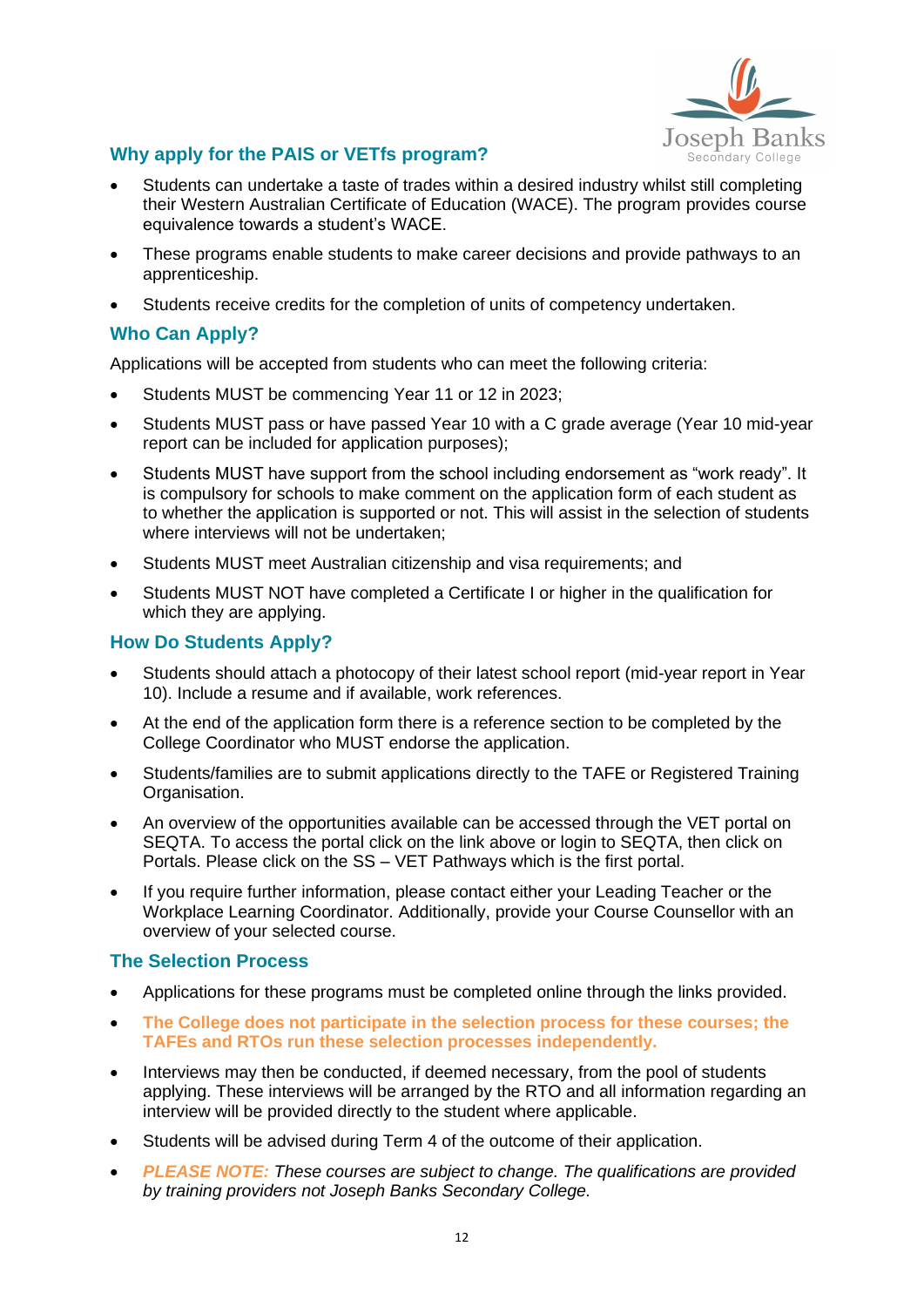## Why apply for the PAIS or VETfs program?

- Students can undertake a taste of trades within a desired industry whilst still completing their Western Australian Certificate of Education (WACE). The program provides course equivalence towards a student's WACE.
- These programs enable students to make career decisions and provide pathways to an apprenticeship.
- Students receive credits for the completion of units of competency undertaken.

## Who Can Apply?

Applications will be accepted from students who can meet the following criteria:

- Students MUST be commencing Year 11 or 12 in 2023;
- Students MUST pass or have passed Year 10 with a C grade average (Year 10 mid-year report can be included for application purposes);
- Students MUST have support from the school including endorsement as "work ready". It is compulsory for schools to make comment on the application form of each student as to whether the application is supported or not. This will assist in the selection of students where interviews will not be undertaken;
- Students MUST meet Australian citizenship and visa requirements; and
- Students MUST NOT have completed a Certificate I or higher in the qualification for which they are applying.

## How Do Students Apply?

- Students should attach a photocopy of their latest school report (mid-year report in Year 10). Include a resume and if available, work references.
- At the end of the application form there is a reference section to be completed by the College Coordinator who MUST endorse the application.
- Students/families are to submit applications directly to the TAFE or Registered Training Organisation.
- An overview of the opportunities available can be accessed through the VET portal on SEQTA. To access the portal click on the link above or login to SEQTA, then click on Portals. Please click on the SS – VET Pathways which is the first portal.
- If you require further information, please contact either your Leading Teacher or the Workplace Learning Coordinator. Additionally, provide your Course Counsellor with an overview of your selected course.

## The Selection Process

- Applications for these programs must be completed online through the links provided.
- **The College does not participate in the selection process for these courses; the TAFEs and RTOs run these selection processes independently.**
- Interviews may then be conducted, if deemed necessary, from the pool of students applying. These interviews will be arranged by the RTO and all information regarding an interview will be provided directly to the student where applicable.
- Students will be advised during Term 4 of the outcome of their application.
- ***PLEASE NOTE:*** *These courses are subject to change. The qualifications are provided by training providers not Joseph Banks Secondary College.*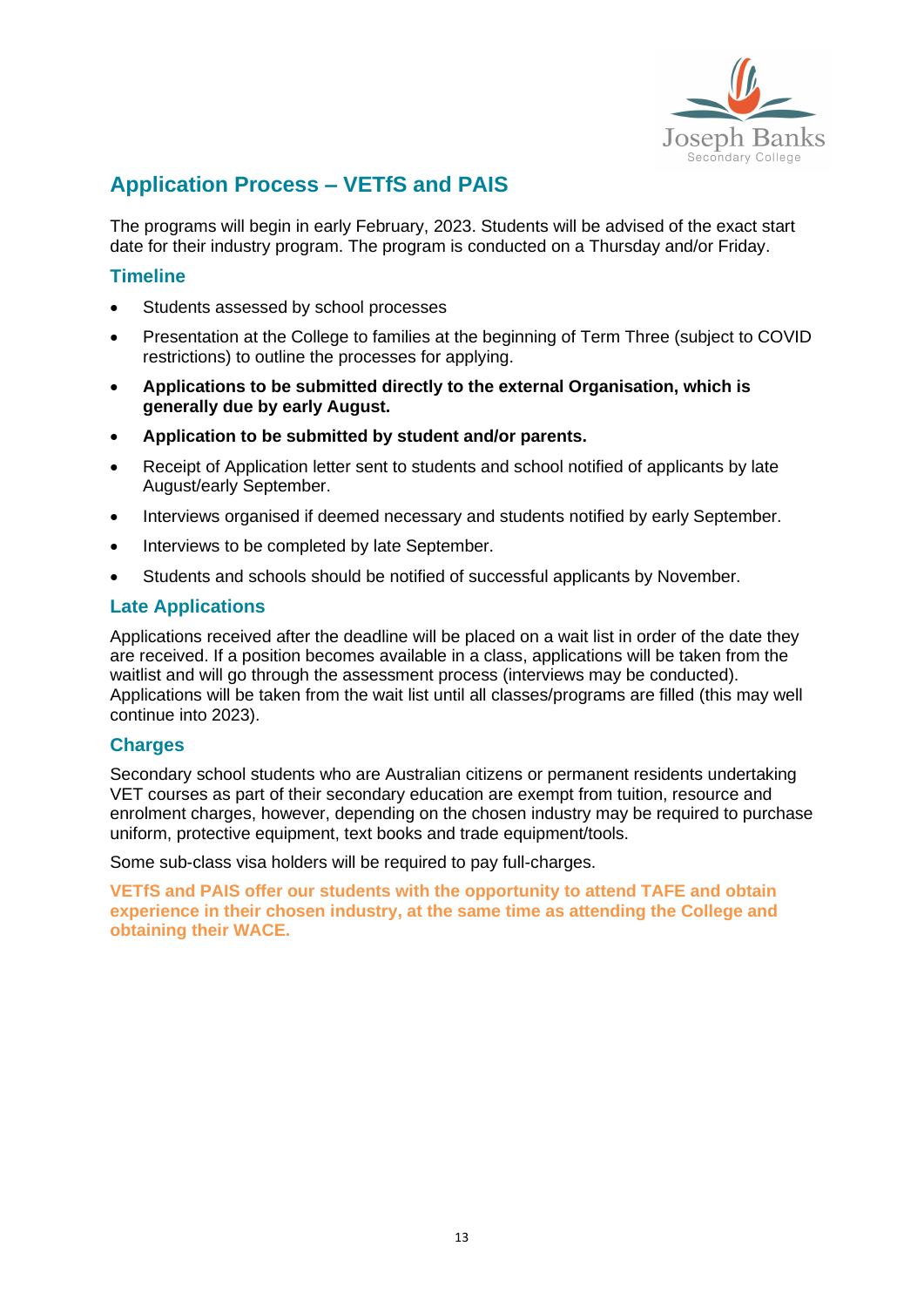## Application Process – VETfS and PAIS

The programs will begin in early February, 2023. Students will be advised of the exact start date for their industry program. The program is conducted on a Thursday and/or Friday.

### Timeline

- Students assessed by school processes
- Presentation at the College to families at the beginning of Term Three (subject to COVID restrictions) to outline the processes for applying.
- **Applications to be submitted directly to the external Organisation, which is generally due by early August.**
- **Application to be submitted by student and/or parents.**
- Receipt of Application letter sent to students and school notified of applicants by late August/early September.
- Interviews organised if deemed necessary and students notified by early September.
- Interviews to be completed by late September.
- Students and schools should be notified of successful applicants by November.

### Late Applications

Applications received after the deadline will be placed on a wait list in order of the date they are received. If a position becomes available in a class, applications will be taken from the waitlist and will go through the assessment process (interviews may be conducted). Applications will be taken from the wait list until all classes/programs are filled (this may well continue into 2023).

### Charges

Secondary school students who are Australian citizens or permanent residents undertaking VET courses as part of their secondary education are exempt from tuition, resource and enrolment charges, however, depending on the chosen industry may be required to purchase uniform, protective equipment, text books and trade equipment/tools.

Some sub-class visa holders will be required to pay full-charges.

**VETfS and PAIS offer our students with the opportunity to attend TAFE and obtain experience in their chosen industry, at the same time as attending the College and obtaining their WACE.**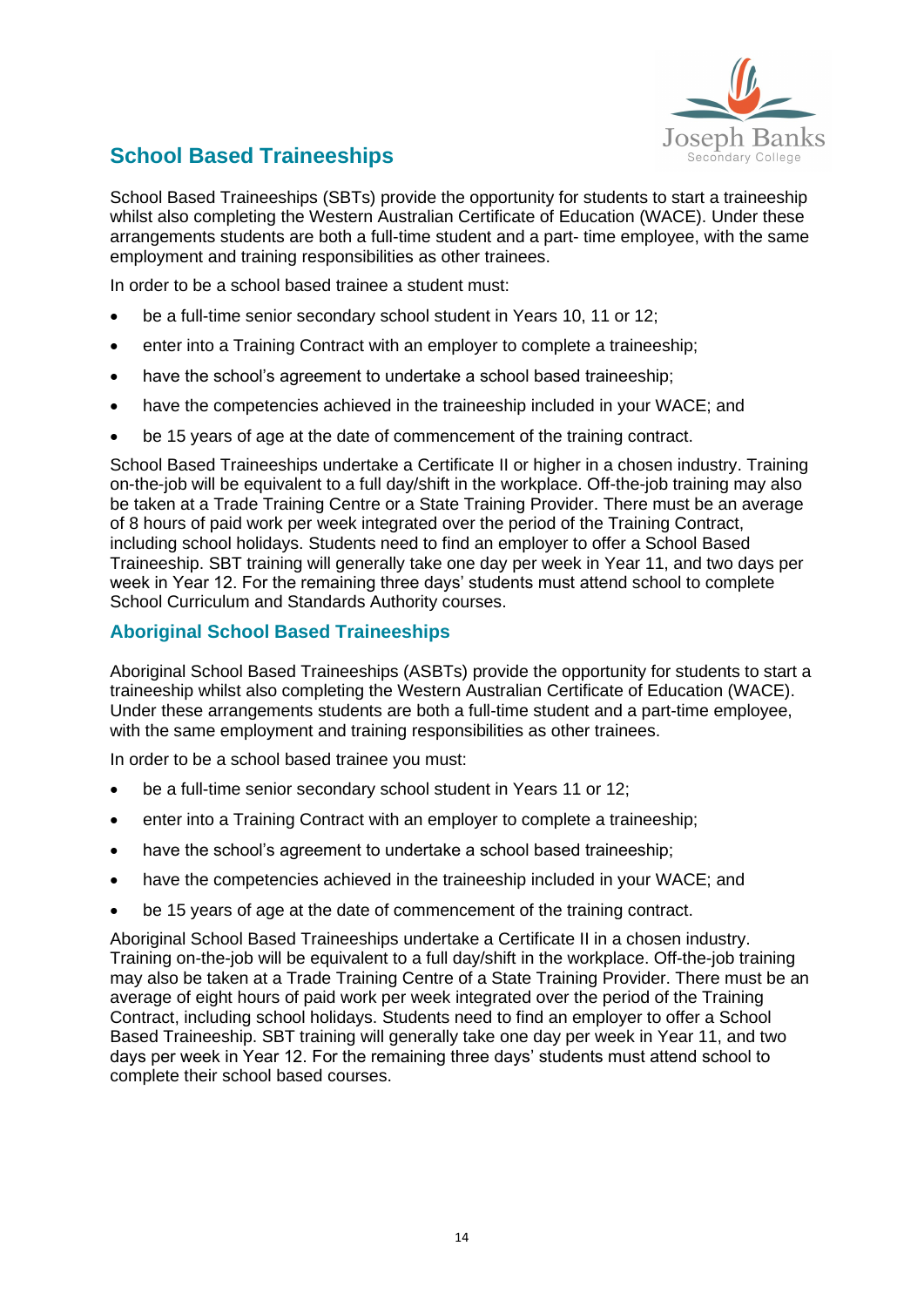## School Based Traineeships

School Based Traineeships (SBTs) provide the opportunity for students to start a traineeship whilst also completing the Western Australian Certificate of Education (WACE). Under these arrangements students are both a full-time student and a part- time employee, with the same employment and training responsibilities as other trainees.

In order to be a school based trainee a student must:

- be a full-time senior secondary school student in Years 10, 11 or 12;
- enter into a Training Contract with an employer to complete a traineeship;
- have the school's agreement to undertake a school based traineeship;
- have the competencies achieved in the traineeship included in your WACE; and
- be 15 years of age at the date of commencement of the training contract.

School Based Traineeships undertake a Certificate II or higher in a chosen industry. Training on-the-job will be equivalent to a full day/shift in the workplace. Off-the-job training may also be taken at a Trade Training Centre or a State Training Provider. There must be an average of 8 hours of paid work per week integrated over the period of the Training Contract, including school holidays. Students need to find an employer to offer a School Based Traineeship. SBT training will generally take one day per week in Year 11, and two days per week in Year 12. For the remaining three days' students must attend school to complete School Curriculum and Standards Authority courses.

### Aboriginal School Based Traineeships

Aboriginal School Based Traineeships (ASBTs) provide the opportunity for students to start a traineeship whilst also completing the Western Australian Certificate of Education (WACE). Under these arrangements students are both a full-time student and a part-time employee, with the same employment and training responsibilities as other trainees.

In order to be a school based trainee you must:

- be a full-time senior secondary school student in Years 11 or 12;
- enter into a Training Contract with an employer to complete a traineeship;
- have the school's agreement to undertake a school based traineeship;
- have the competencies achieved in the traineeship included in your WACE; and
- be 15 years of age at the date of commencement of the training contract.

Aboriginal School Based Traineeships undertake a Certificate II in a chosen industry. Training on-the-job will be equivalent to a full day/shift in the workplace. Off-the-job training may also be taken at a Trade Training Centre of a State Training Provider. There must be an average of eight hours of paid work per week integrated over the period of the Training Contract, including school holidays. Students need to find an employer to offer a School Based Traineeship. SBT training will generally take one day per week in Year 11, and two days per week in Year 12. For the remaining three days' students must attend school to complete their school based courses.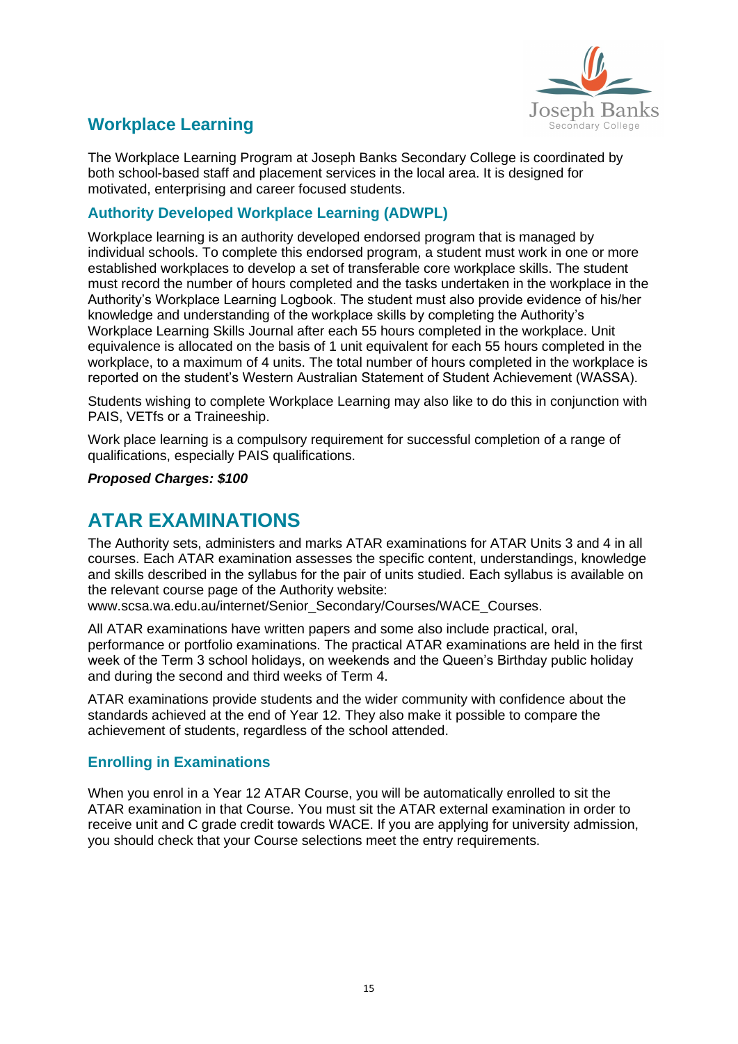## Workplace Learning

The Workplace Learning Program at Joseph Banks Secondary College is coordinated by both school-based staff and placement services in the local area. It is designed for motivated, enterprising and career focused students.

### Authority Developed Workplace Learning (ADWPL)

Workplace learning is an authority developed endorsed program that is managed by individual schools. To complete this endorsed program, a student must work in one or more established workplaces to develop a set of transferable core workplace skills. The student must record the number of hours completed and the tasks undertaken in the workplace in the Authority's Workplace Learning Logbook. The student must also provide evidence of his/her knowledge and understanding of the workplace skills by completing the Authority's Workplace Learning Skills Journal after each 55 hours completed in the workplace. Unit equivalence is allocated on the basis of 1 unit equivalent for each 55 hours completed in the workplace, to a maximum of 4 units. The total number of hours completed in the workplace is reported on the student's Western Australian Statement of Student Achievement (WASSA).

Students wishing to complete Workplace Learning may also like to do this in conjunction with PAIS, VETfs or a Traineeship.

Work place learning is a compulsory requirement for successful completion of a range of qualifications, especially PAIS qualifications.

***Proposed Charges: $100***

# ATAR EXAMINATIONS

The Authority sets, administers and marks ATAR examinations for ATAR Units 3 and 4 in all courses. Each ATAR examination assesses the specific content, understandings, knowledge and skills described in the syllabus for the pair of units studied. Each syllabus is available on the relevant course page of the Authority website:
www.scsa.wa.edu.au/internet/Senior_Secondary/Courses/WACE_Courses.

All ATAR examinations have written papers and some also include practical, oral, performance or portfolio examinations. The practical ATAR examinations are held in the first week of the Term 3 school holidays, on weekends and the Queen's Birthday public holiday and during the second and third weeks of Term 4.

ATAR examinations provide students and the wider community with confidence about the standards achieved at the end of Year 12. They also make it possible to compare the achievement of students, regardless of the school attended.

### Enrolling in Examinations

When you enrol in a Year 12 ATAR Course, you will be automatically enrolled to sit the ATAR examination in that Course. You must sit the ATAR external examination in order to receive unit and C grade credit towards WACE. If you are applying for university admission, you should check that your Course selections meet the entry requirements.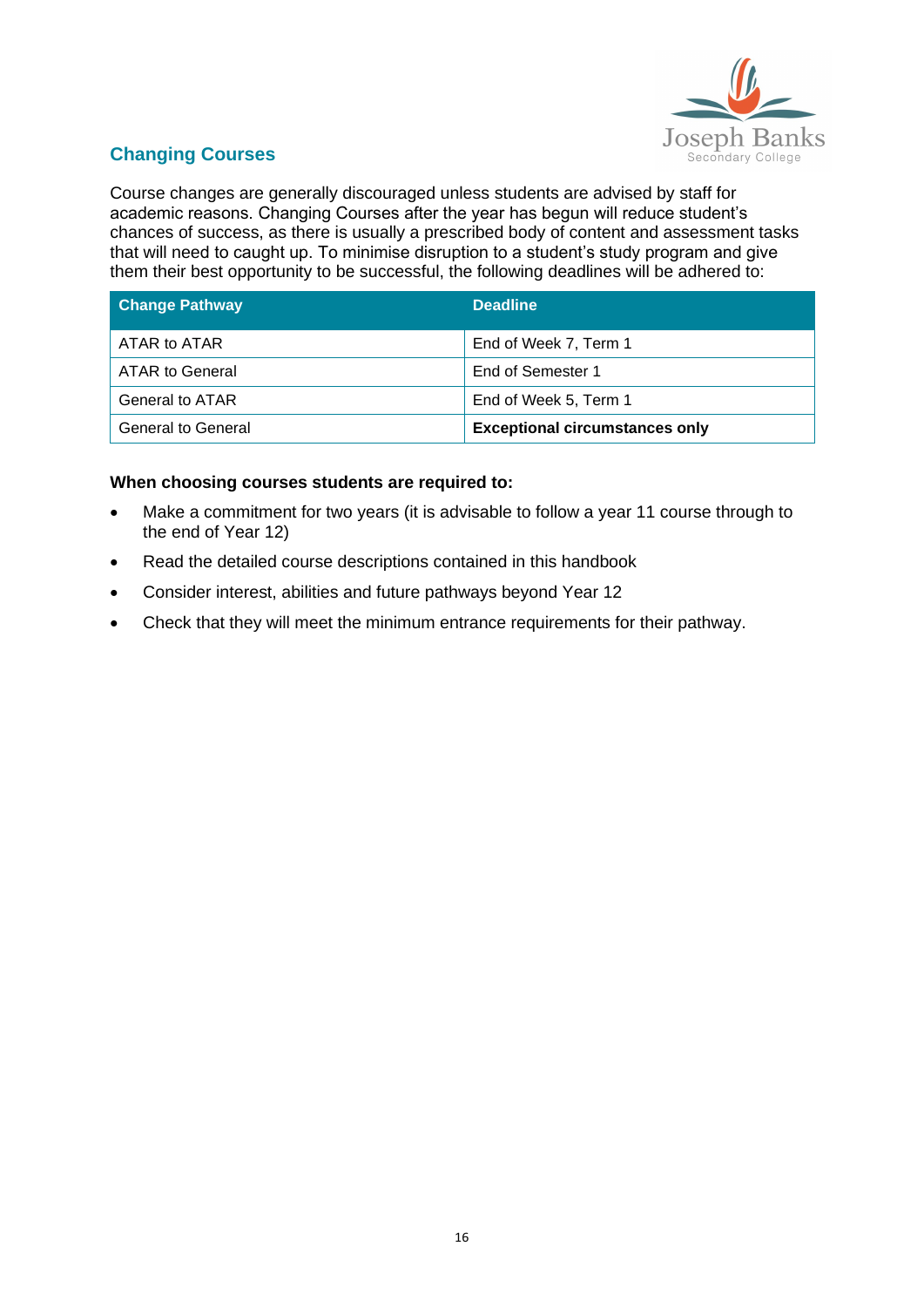## Changing Courses

Course changes are generally discouraged unless students are advised by staff for academic reasons. Changing Courses after the year has begun will reduce student's chances of success, as there is usually a prescribed body of content and assessment tasks that will need to caught up. To minimise disruption to a student's study program and give them their best opportunity to be successful, the following deadlines will be adhered to:

| Change Pathway | Deadline |
|---|---|
| ATAR to ATAR | End of Week 7, Term 1 |
| ATAR to General | End of Semester 1 |
| General to ATAR | End of Week 5, Term 1 |
| General to General | **Exceptional circumstances only** |

**When choosing courses students are required to:**

- Make a commitment for two years (it is advisable to follow a year 11 course through to the end of Year 12)
- Read the detailed course descriptions contained in this handbook
- Consider interest, abilities and future pathways beyond Year 12
- Check that they will meet the minimum entrance requirements for their pathway.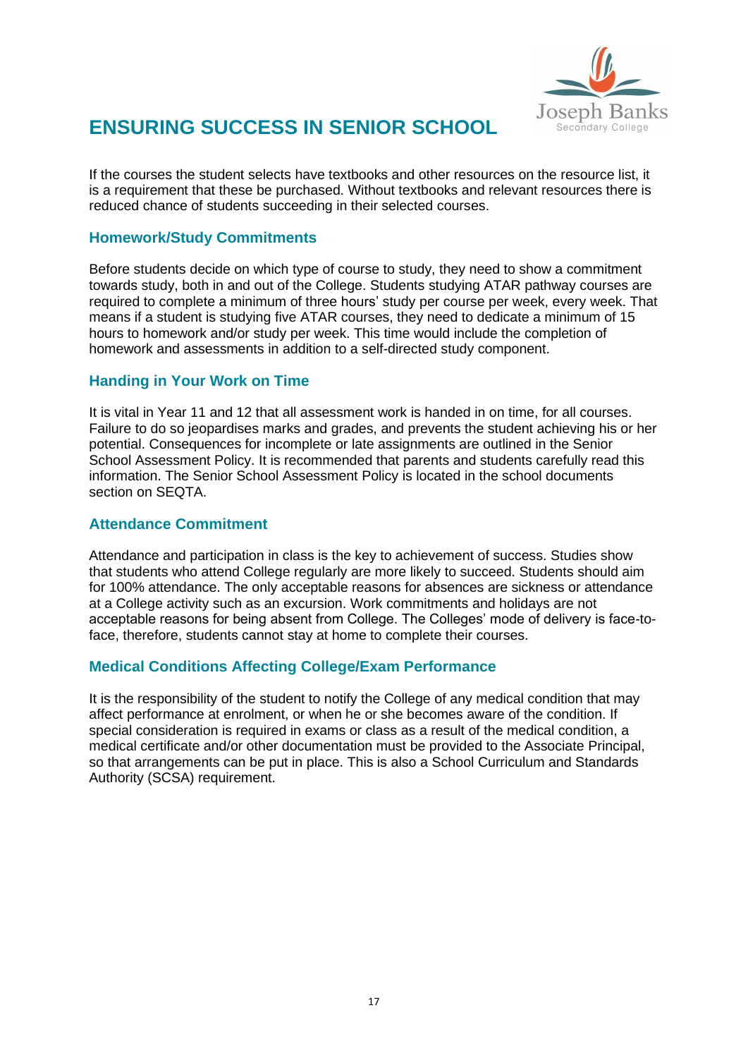# ENSURING SUCCESS IN SENIOR SCHOOL

If the courses the student selects have textbooks and other resources on the resource list, it is a requirement that these be purchased. Without textbooks and relevant resources there is reduced chance of students succeeding in their selected courses.

## Homework/Study Commitments

Before students decide on which type of course to study, they need to show a commitment towards study, both in and out of the College. Students studying ATAR pathway courses are required to complete a minimum of three hours' study per course per week, every week. That means if a student is studying five ATAR courses, they need to dedicate a minimum of 15 hours to homework and/or study per week. This time would include the completion of homework and assessments in addition to a self-directed study component.

## Handing in Your Work on Time

It is vital in Year 11 and 12 that all assessment work is handed in on time, for all courses. Failure to do so jeopardises marks and grades, and prevents the student achieving his or her potential. Consequences for incomplete or late assignments are outlined in the Senior School Assessment Policy. It is recommended that parents and students carefully read this information. The Senior School Assessment Policy is located in the school documents section on SEQTA.

## Attendance Commitment

Attendance and participation in class is the key to achievement of success. Studies show that students who attend College regularly are more likely to succeed. Students should aim for 100% attendance. The only acceptable reasons for absences are sickness or attendance at a College activity such as an excursion. Work commitments and holidays are not acceptable reasons for being absent from College. The Colleges' mode of delivery is face-to-face, therefore, students cannot stay at home to complete their courses.

## Medical Conditions Affecting College/Exam Performance

It is the responsibility of the student to notify the College of any medical condition that may affect performance at enrolment, or when he or she becomes aware of the condition. If special consideration is required in exams or class as a result of the medical condition, a medical certificate and/or other documentation must be provided to the Associate Principal, so that arrangements can be put in place. This is also a School Curriculum and Standards Authority (SCSA) requirement.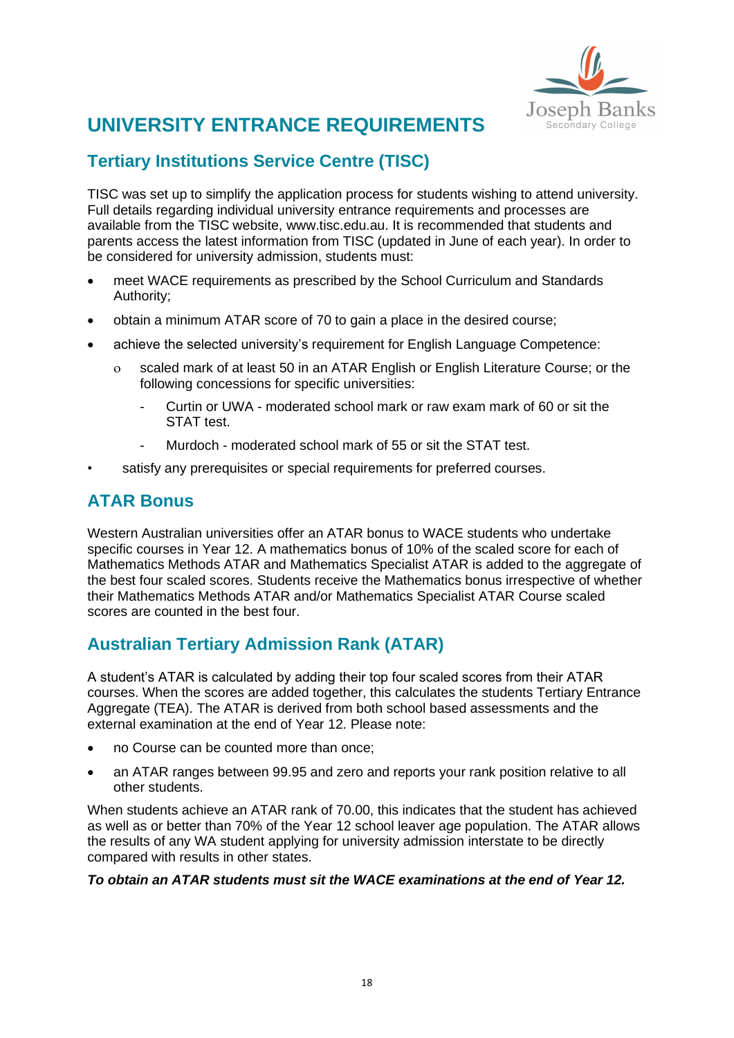# UNIVERSITY ENTRANCE REQUIREMENTS

## Tertiary Institutions Service Centre (TISC)

TISC was set up to simplify the application process for students wishing to attend university. Full details regarding individual university entrance requirements and processes are available from the TISC website, www.tisc.edu.au. It is recommended that students and parents access the latest information from TISC (updated in June of each year). In order to be considered for university admission, students must:

- meet WACE requirements as prescribed by the School Curriculum and Standards Authority;
- obtain a minimum ATAR score of 70 to gain a place in the desired course;
- achieve the selected university's requirement for English Language Competence:
  - scaled mark of at least 50 in an ATAR English or English Literature Course; or the following concessions for specific universities:
    - Curtin or UWA - moderated school mark or raw exam mark of 60 or sit the STAT test.
    - Murdoch - moderated school mark of 55 or sit the STAT test.
- satisfy any prerequisites or special requirements for preferred courses.

## ATAR Bonus

Western Australian universities offer an ATAR bonus to WACE students who undertake specific courses in Year 12. A mathematics bonus of 10% of the scaled score for each of Mathematics Methods ATAR and Mathematics Specialist ATAR is added to the aggregate of the best four scaled scores. Students receive the Mathematics bonus irrespective of whether their Mathematics Methods ATAR and/or Mathematics Specialist ATAR Course scaled scores are counted in the best four.

## Australian Tertiary Admission Rank (ATAR)

A student's ATAR is calculated by adding their top four scaled scores from their ATAR courses. When the scores are added together, this calculates the students Tertiary Entrance Aggregate (TEA). The ATAR is derived from both school based assessments and the external examination at the end of Year 12. Please note:

- no Course can be counted more than once;
- an ATAR ranges between 99.95 and zero and reports your rank position relative to all other students.

When students achieve an ATAR rank of 70.00, this indicates that the student has achieved as well as or better than 70% of the Year 12 school leaver age population. The ATAR allows the results of any WA student applying for university admission interstate to be directly compared with results in other states.

***To obtain an ATAR students must sit the WACE examinations at the end of Year 12.***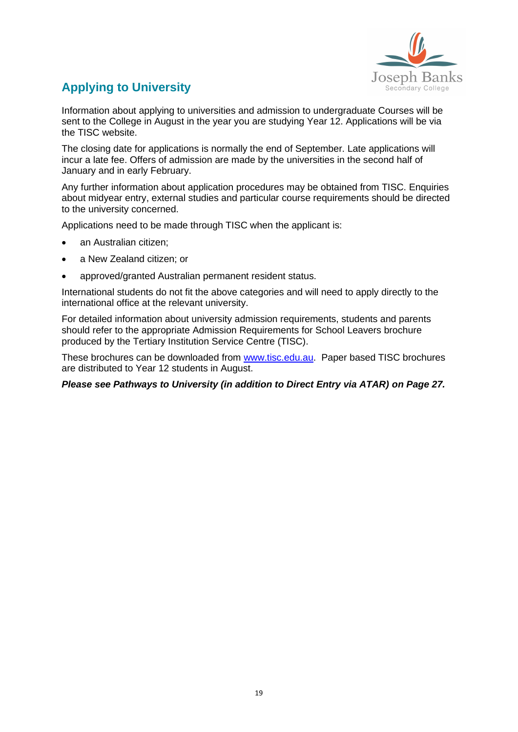## Applying to University

Information about applying to universities and admission to undergraduate Courses will be sent to the College in August in the year you are studying Year 12. Applications will be via the TISC website.

The closing date for applications is normally the end of September. Late applications will incur a late fee. Offers of admission are made by the universities in the second half of January and in early February.

Any further information about application procedures may be obtained from TISC. Enquiries about midyear entry, external studies and particular course requirements should be directed to the university concerned.

Applications need to be made through TISC when the applicant is:

- an Australian citizen;
- a New Zealand citizen; or
- approved/granted Australian permanent resident status.

International students do not fit the above categories and will need to apply directly to the international office at the relevant university.

For detailed information about university admission requirements, students and parents should refer to the appropriate Admission Requirements for School Leavers brochure produced by the Tertiary Institution Service Centre (TISC).

These brochures can be downloaded from [www.tisc.edu.au](http://www.tisc.edu.au). Paper based TISC brochures are distributed to Year 12 students in August.

***Please see Pathways to University (in addition to Direct Entry via ATAR) on Page 27.***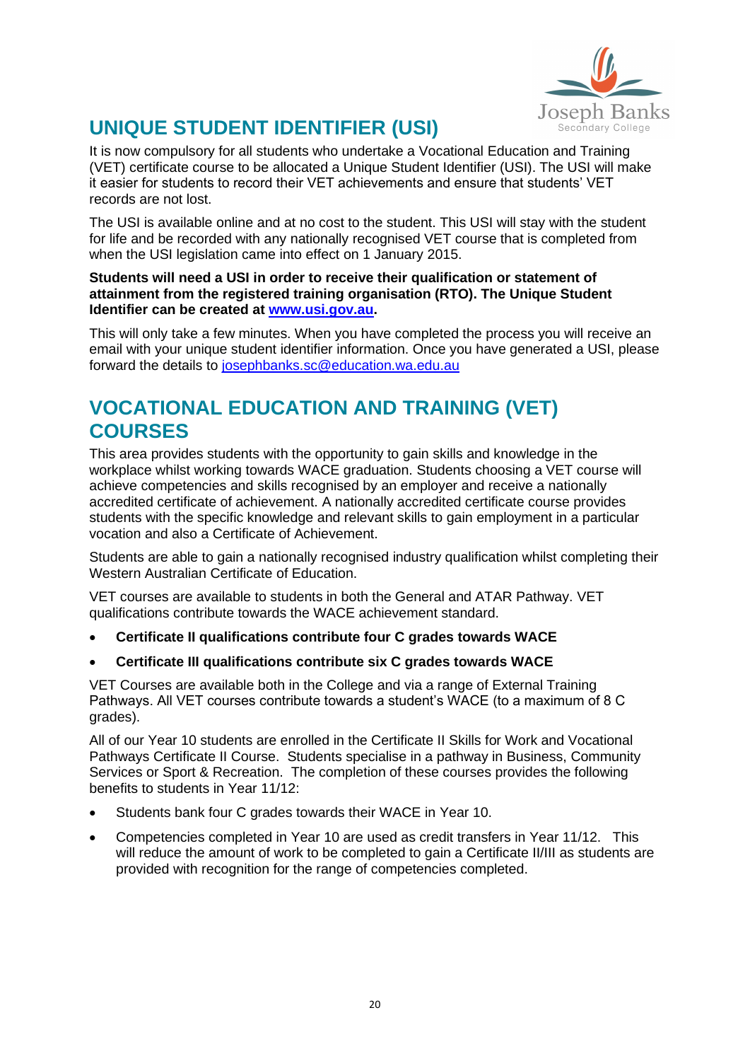# UNIQUE STUDENT IDENTIFIER (USI)

It is now compulsory for all students who undertake a Vocational Education and Training (VET) certificate course to be allocated a Unique Student Identifier (USI). The USI will make it easier for students to record their VET achievements and ensure that students' VET records are not lost.

The USI is available online and at no cost to the student. This USI will stay with the student for life and be recorded with any nationally recognised VET course that is completed from when the USI legislation came into effect on 1 January 2015.

**Students will need a USI in order to receive their qualification or statement of attainment from the registered training organisation (RTO). The Unique Student Identifier can be created at [www.usi.gov.au](http://www.usi.gov.au).**

This will only take a few minutes. When you have completed the process you will receive an email with your unique student identifier information. Once you have generated a USI, please forward the details to [josephbanks.sc@education.wa.edu.au](mailto:josephbanks.sc@education.wa.edu.au)

# VOCATIONAL EDUCATION AND TRAINING (VET) COURSES

This area provides students with the opportunity to gain skills and knowledge in the workplace whilst working towards WACE graduation. Students choosing a VET course will achieve competencies and skills recognised by an employer and receive a nationally accredited certificate of achievement. A nationally accredited certificate course provides students with the specific knowledge and relevant skills to gain employment in a particular vocation and also a Certificate of Achievement.

Students are able to gain a nationally recognised industry qualification whilst completing their Western Australian Certificate of Education.

VET courses are available to students in both the General and ATAR Pathway. VET qualifications contribute towards the WACE achievement standard.

- **Certificate II qualifications contribute four C grades towards WACE**
- **Certificate III qualifications contribute six C grades towards WACE**

VET Courses are available both in the College and via a range of External Training Pathways. All VET courses contribute towards a student's WACE (to a maximum of 8 C grades).

All of our Year 10 students are enrolled in the Certificate II Skills for Work and Vocational Pathways Certificate II Course. Students specialise in a pathway in Business, Community Services or Sport & Recreation. The completion of these courses provides the following benefits to students in Year 11/12:

- Students bank four C grades towards their WACE in Year 10.
- Competencies completed in Year 10 are used as credit transfers in Year 11/12. This will reduce the amount of work to be completed to gain a Certificate II/III as students are provided with recognition for the range of competencies completed.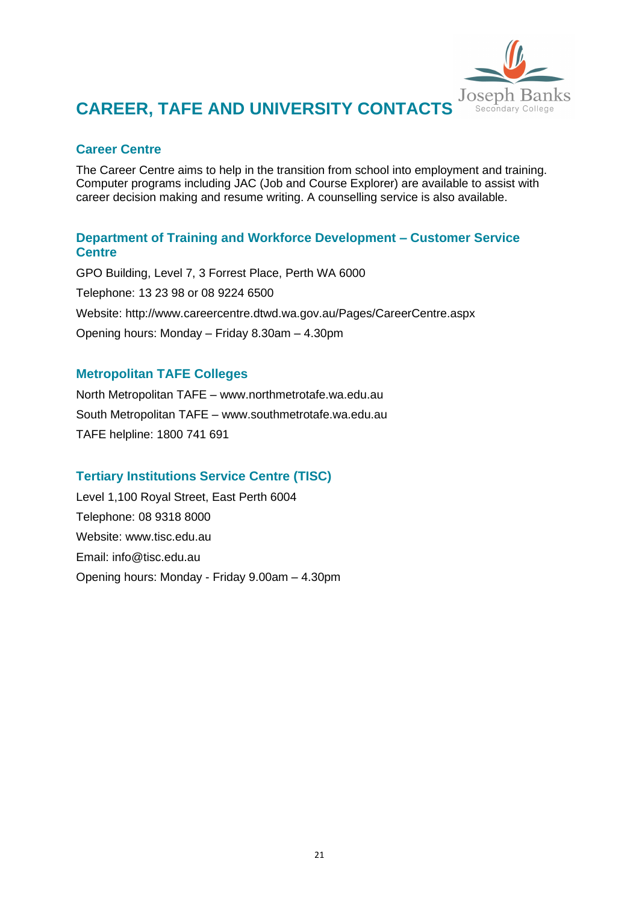# CAREER, TAFE AND UNIVERSITY CONTACTS

## Career Centre

The Career Centre aims to help in the transition from school into employment and training. Computer programs including JAC (Job and Course Explorer) are available to assist with career decision making and resume writing. A counselling service is also available.

## Department of Training and Workforce Development – Customer Service Centre

GPO Building, Level 7, 3 Forrest Place, Perth WA 6000

Telephone: 13 23 98 or 08 9224 6500

Website: http://www.careercentre.dtwd.wa.gov.au/Pages/CareerCentre.aspx

Opening hours: Monday – Friday 8.30am – 4.30pm

## Metropolitan TAFE Colleges

North Metropolitan TAFE – www.northmetrotafe.wa.edu.au

South Metropolitan TAFE – www.southmetrotafe.wa.edu.au

TAFE helpline: 1800 741 691

## Tertiary Institutions Service Centre (TISC)

Level 1,100 Royal Street, East Perth 6004

Telephone: 08 9318 8000

Website: www.tisc.edu.au

Email: info@tisc.edu.au

Opening hours: Monday - Friday 9.00am – 4.30pm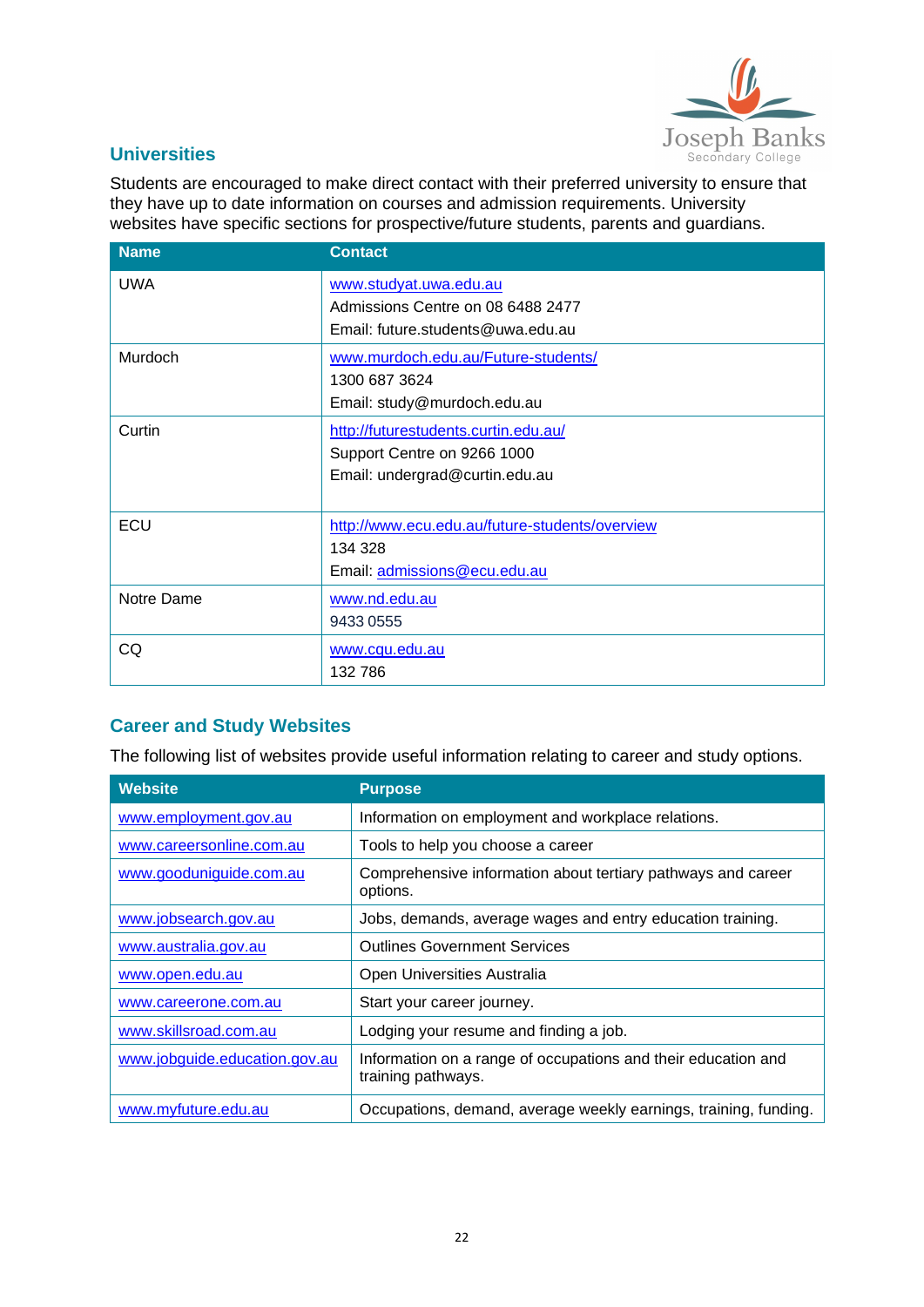## Universities

Students are encouraged to make direct contact with their preferred university to ensure that they have up to date information on courses and admission requirements. University websites have specific sections for prospective/future students, parents and guardians.

| Name | Contact |
|---|---|
| UWA | www.studyat.uwa.edu.au<br>Admissions Centre on 08 6488 2477<br>Email: future.students@uwa.edu.au |
| Murdoch | www.murdoch.edu.au/Future-students/<br>1300 687 3624<br>Email: study@murdoch.edu.au |
| Curtin | http://futurestudents.curtin.edu.au/<br>Support Centre on 9266 1000<br>Email: undergrad@curtin.edu.au |
| ECU | http://www.ecu.edu.au/future-students/overview<br>134 328<br>Email: admissions@ecu.edu.au |
| Notre Dame | www.nd.edu.au<br>9433 0555 |
| CQ | www.cqu.edu.au<br>132 786 |

## Career and Study Websites

The following list of websites provide useful information relating to career and study options.

| Website | Purpose |
|---|---|
| www.employment.gov.au | Information on employment and workplace relations. |
| www.careersonline.com.au | Tools to help you choose a career |
| www.gooduniguide.com.au | Comprehensive information about tertiary pathways and career options. |
| www.jobsearch.gov.au | Jobs, demands, average wages and entry education training. |
| www.australia.gov.au | Outlines Government Services |
| www.open.edu.au | Open Universities Australia |
| www.careerone.com.au | Start your career journey. |
| www.skillsroad.com.au | Lodging your resume and finding a job. |
| www.jobguide.education.gov.au | Information on a range of occupations and their education and training pathways. |
| www.myfuture.edu.au | Occupations, demand, average weekly earnings, training, funding. |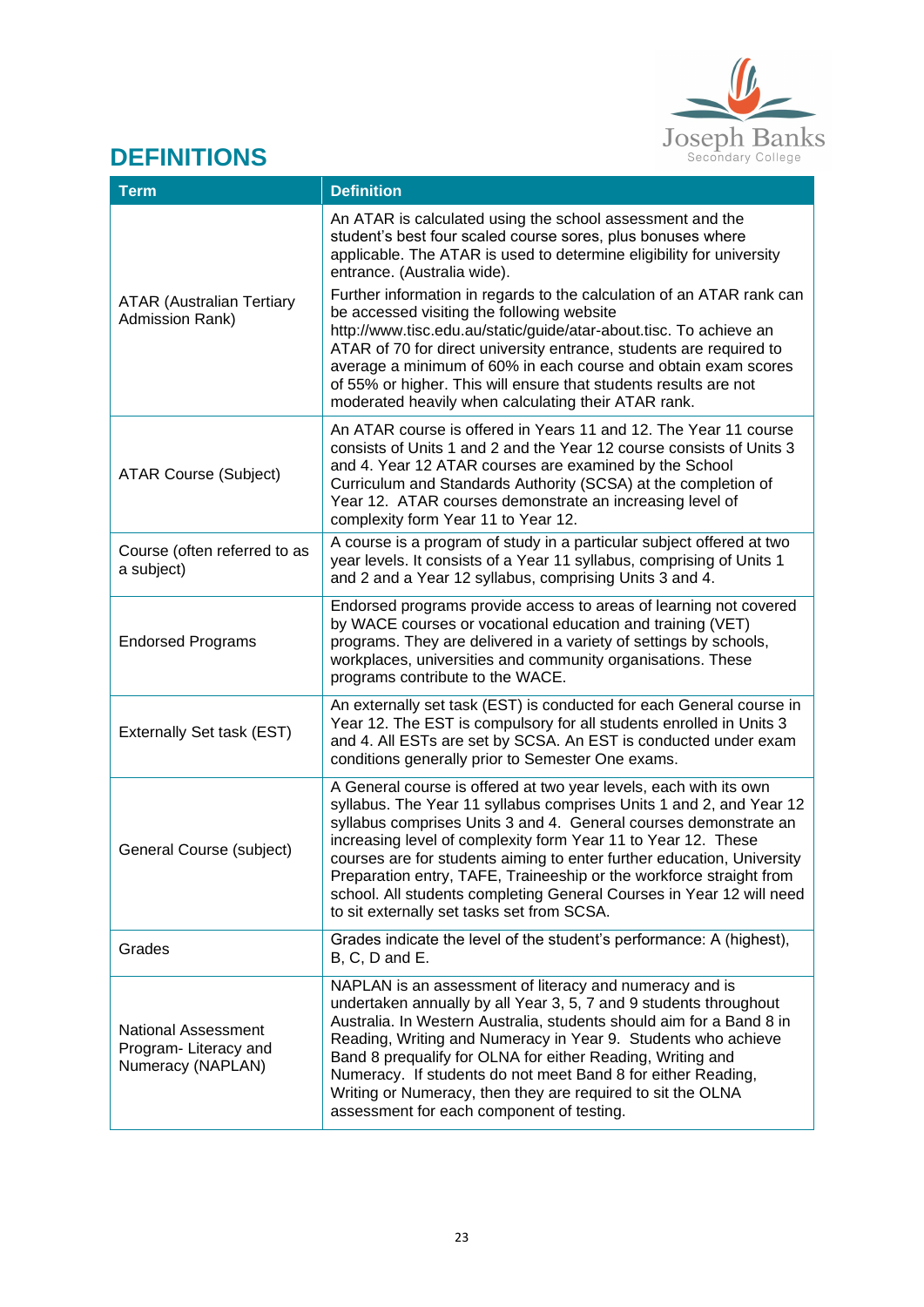# DEFINITIONS

| Term | Definition |
|---|---|
| ATAR (Australian Tertiary Admission Rank) | An ATAR is calculated using the school assessment and the student's best four scaled course sores, plus bonuses where applicable. The ATAR is used to determine eligibility for university entrance. (Australia wide). Further information in regards to the calculation of an ATAR rank can be accessed visiting the following website http://www.tisc.edu.au/static/guide/atar-about.tisc. To achieve an ATAR of 70 for direct university entrance, students are required to average a minimum of 60% in each course and obtain exam scores of 55% or higher. This will ensure that students results are not moderated heavily when calculating their ATAR rank. |
| ATAR Course (Subject) | An ATAR course is offered in Years 11 and 12. The Year 11 course consists of Units 1 and 2 and the Year 12 course consists of Units 3 and 4. Year 12 ATAR courses are examined by the School Curriculum and Standards Authority (SCSA) at the completion of Year 12. ATAR courses demonstrate an increasing level of complexity form Year 11 to Year 12. |
| Course (often referred to as a subject) | A course is a program of study in a particular subject offered at two year levels. It consists of a Year 11 syllabus, comprising of Units 1 and 2 and a Year 12 syllabus, comprising Units 3 and 4. |
| Endorsed Programs | Endorsed programs provide access to areas of learning not covered by WACE courses or vocational education and training (VET) programs. They are delivered in a variety of settings by schools, workplaces, universities and community organisations. These programs contribute to the WACE. |
| Externally Set task (EST) | An externally set task (EST) is conducted for each General course in Year 12. The EST is compulsory for all students enrolled in Units 3 and 4. All ESTs are set by SCSA. An EST is conducted under exam conditions generally prior to Semester One exams. |
| General Course (subject) | A General course is offered at two year levels, each with its own syllabus. The Year 11 syllabus comprises Units 1 and 2, and Year 12 syllabus comprises Units 3 and 4. General courses demonstrate an increasing level of complexity form Year 11 to Year 12. These courses are for students aiming to enter further education, University Preparation entry, TAFE, Traineeship or the workforce straight from school. All students completing General Courses in Year 12 will need to sit externally set tasks set from SCSA. |
| Grades | Grades indicate the level of the student's performance: A (highest), B, C, D and E. |
| National Assessment Program- Literacy and Numeracy (NAPLAN) | NAPLAN is an assessment of literacy and numeracy and is undertaken annually by all Year 3, 5, 7 and 9 students throughout Australia. In Western Australia, students should aim for a Band 8 in Reading, Writing and Numeracy in Year 9. Students who achieve Band 8 prequalify for OLNA for either Reading, Writing and Numeracy. If students do not meet Band 8 for either Reading, Writing or Numeracy, then they are required to sit the OLNA assessment for each component of testing. |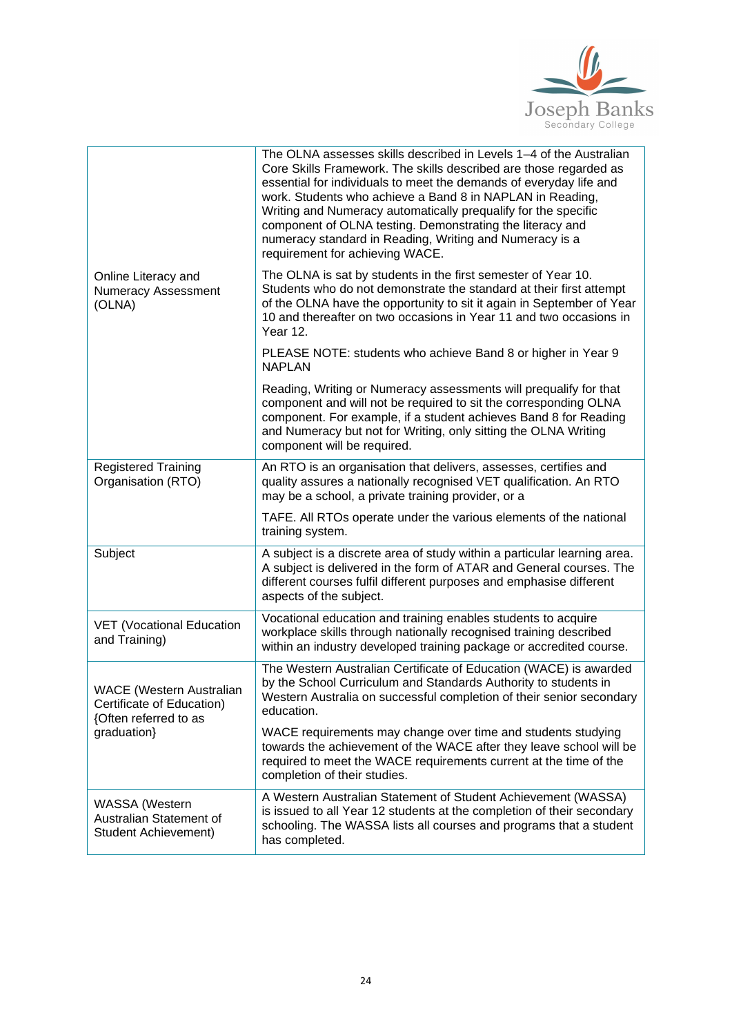| | |
|---|---|
| Online Literacy and Numeracy Assessment (OLNA) | The OLNA assesses skills described in Levels 1–4 of the Australian Core Skills Framework. The skills described are those regarded as essential for individuals to meet the demands of everyday life and work. Students who achieve a Band 8 in NAPLAN in Reading, Writing and Numeracy automatically prequalify for the specific component of OLNA testing. Demonstrating the literacy and numeracy standard in Reading, Writing and Numeracy is a requirement for achieving WACE.<br><br>The OLNA is sat by students in the first semester of Year 10. Students who do not demonstrate the standard at their first attempt of the OLNA have the opportunity to sit it again in September of Year 10 and thereafter on two occasions in Year 11 and two occasions in Year 12.<br><br>PLEASE NOTE: students who achieve Band 8 or higher in Year 9 NAPLAN<br><br>Reading, Writing or Numeracy assessments will prequalify for that component and will not be required to sit the corresponding OLNA component. For example, if a student achieves Band 8 for Reading and Numeracy but not for Writing, only sitting the OLNA Writing component will be required. |
| Registered Training Organisation (RTO) | An RTO is an organisation that delivers, assesses, certifies and quality assures a nationally recognised VET qualification. An RTO may be a school, a private training provider, or a<br><br>TAFE. All RTOs operate under the various elements of the national training system. |
| Subject | A subject is a discrete area of study within a particular learning area. A subject is delivered in the form of ATAR and General courses. The different courses fulfil different purposes and emphasise different aspects of the subject. |
| VET (Vocational Education and Training) | Vocational education and training enables students to acquire workplace skills through nationally recognised training described within an industry developed training package or accredited course. |
| WACE (Western Australian Certificate of Education) {Often referred to as graduation} | The Western Australian Certificate of Education (WACE) is awarded by the School Curriculum and Standards Authority to students in Western Australia on successful completion of their senior secondary education.<br><br>WACE requirements may change over time and students studying towards the achievement of the WACE after they leave school will be required to meet the WACE requirements current at the time of the completion of their studies. |
| WASSA (Western Australian Statement of Student Achievement) | A Western Australian Statement of Student Achievement (WASSA) is issued to all Year 12 students at the completion of their secondary schooling. The WASSA lists all courses and programs that a student has completed. |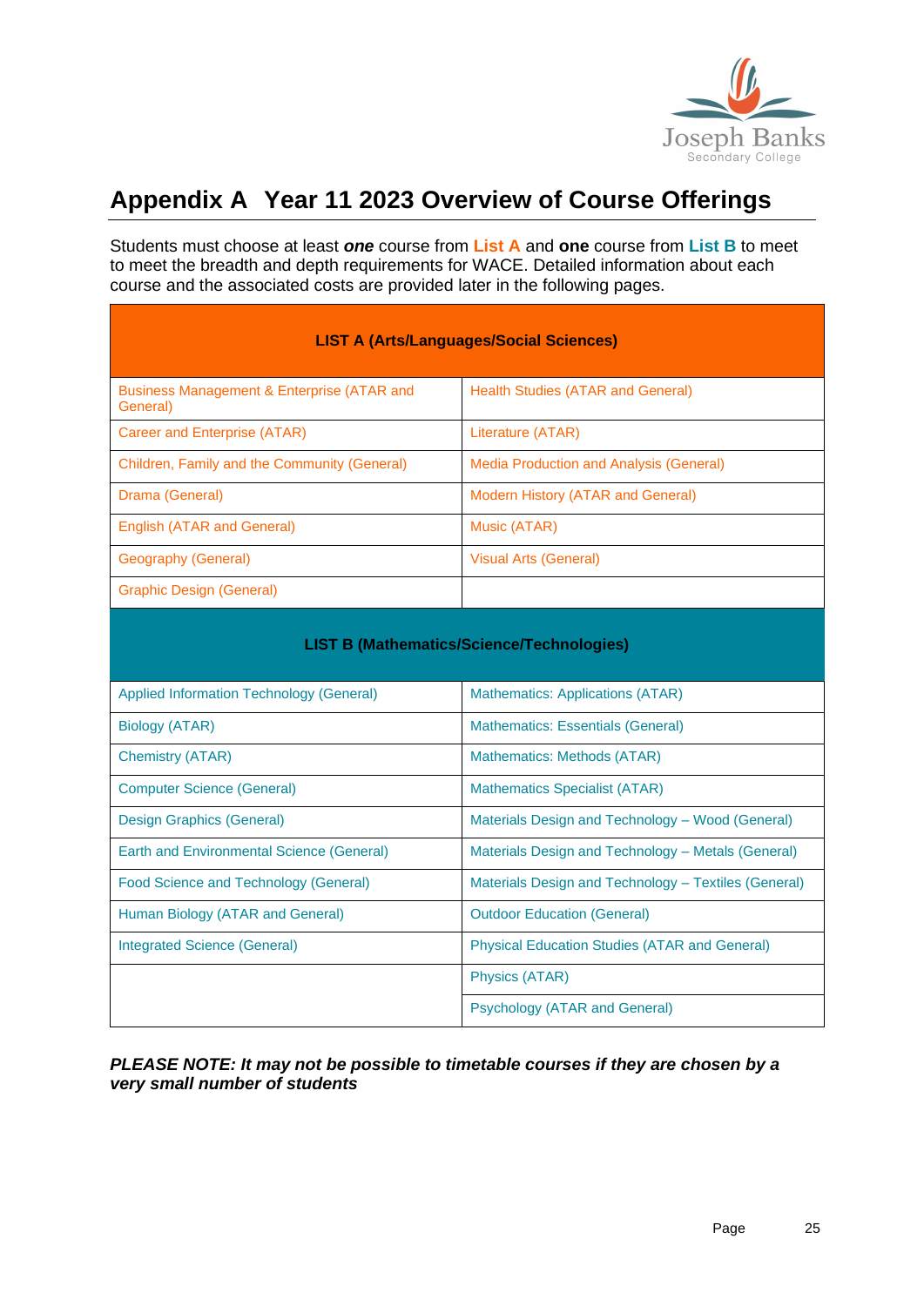# Appendix A Year 11 2023 Overview of Course Offerings

Students must choose at least ***one*** course from **List A** and **one** course from **List B** to meet to meet the breadth and depth requirements for WACE. Detailed information about each course and the associated costs are provided later in the following pages.

| **LIST A (Arts/Languages/Social Sciences)** | |
|---|---|
| Business Management & Enterprise (ATAR and General) | Health Studies (ATAR and General) |
| Career and Enterprise (ATAR) | Literature (ATAR) |
| Children, Family and the Community (General) | Media Production and Analysis (General) |
| Drama (General) | Modern History (ATAR and General) |
| English (ATAR and General) | Music (ATAR) |
| Geography (General) | Visual Arts (General) |
| Graphic Design (General) | |

| **LIST B (Mathematics/Science/Technologies)** | |
|---|---|
| Applied Information Technology (General) | Mathematics: Applications (ATAR) |
| Biology (ATAR) | Mathematics: Essentials (General) |
| Chemistry (ATAR) | Mathematics: Methods (ATAR) |
| Computer Science (General) | Mathematics Specialist (ATAR) |
| Design Graphics (General) | Materials Design and Technology – Wood (General) |
| Earth and Environmental Science (General) | Materials Design and Technology – Metals (General) |
| Food Science and Technology (General) | Materials Design and Technology – Textiles (General) |
| Human Biology (ATAR and General) | Outdoor Education (General) |
| Integrated Science (General) | Physical Education Studies (ATAR and General) |
| | Physics (ATAR) |
| | Psychology (ATAR and General) |

***PLEASE NOTE: It may not be possible to timetable courses if they are chosen by a very small number of students***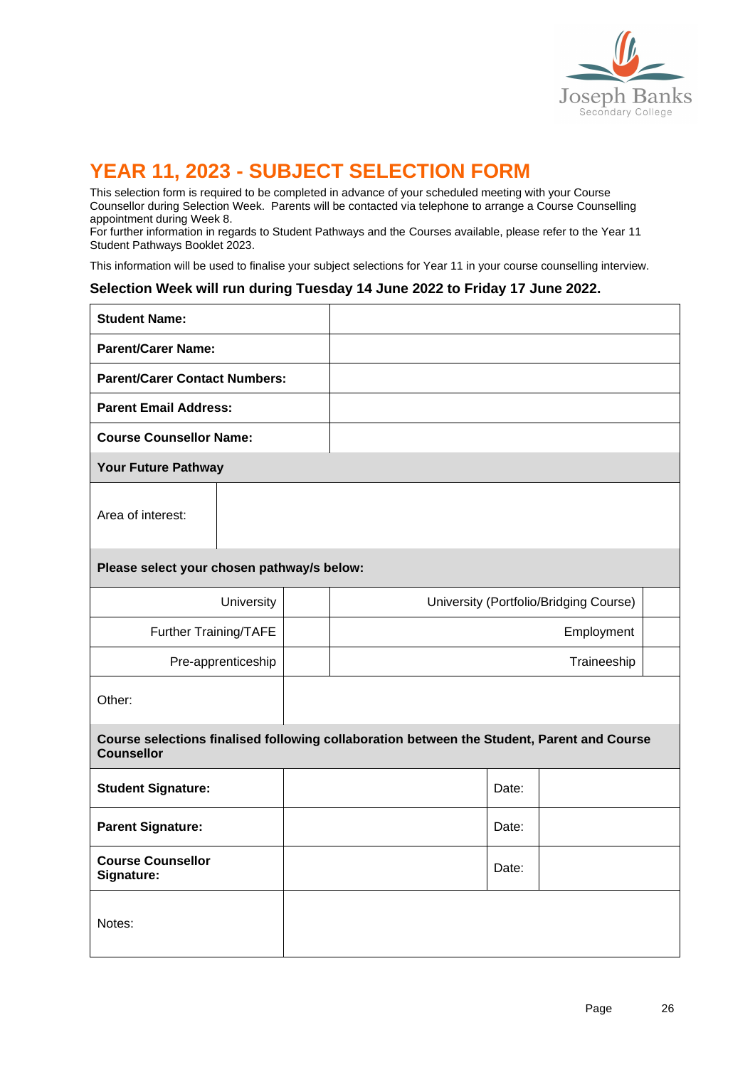# YEAR 11, 2023 - SUBJECT SELECTION FORM

This selection form is required to be completed in advance of your scheduled meeting with your Course Counsellor during Selection Week. Parents will be contacted via telephone to arrange a Course Counselling appointment during Week 8.
For further information in regards to Student Pathways and the Courses available, please refer to the Year 11 Student Pathways Booklet 2023.

This information will be used to finalise your subject selections for Year 11 in your course counselling interview.

**Selection Week will run during Tuesday 14 June 2022 to Friday 17 June 2022.**

| **Student Name:** | |
|---|---|
| **Parent/Carer Name:** | |
| **Parent/Carer Contact Numbers:** | |
| **Parent Email Address:** | |
| **Course Counsellor Name:** | |

**Your Future Pathway**

| Area of interest: | |
|---|---|

**Please select your chosen pathway/s below:**

| Pathway | | Pathway | |
|---|---|---|---|
| University | | University (Portfolio/Bridging Course) | |
| Further Training/TAFE | | Employment | |
| Pre-apprenticeship | | Traineeship | |
| Other: | | | |

**Course selections finalised following collaboration between the Student, Parent and Course Counsellor**

| | | | |
|---|---|---|---|
| **Student Signature:** | | Date: | |
| **Parent Signature:** | | Date: | |
| **Course Counsellor Signature:** | | Date: | |
| Notes: | | | |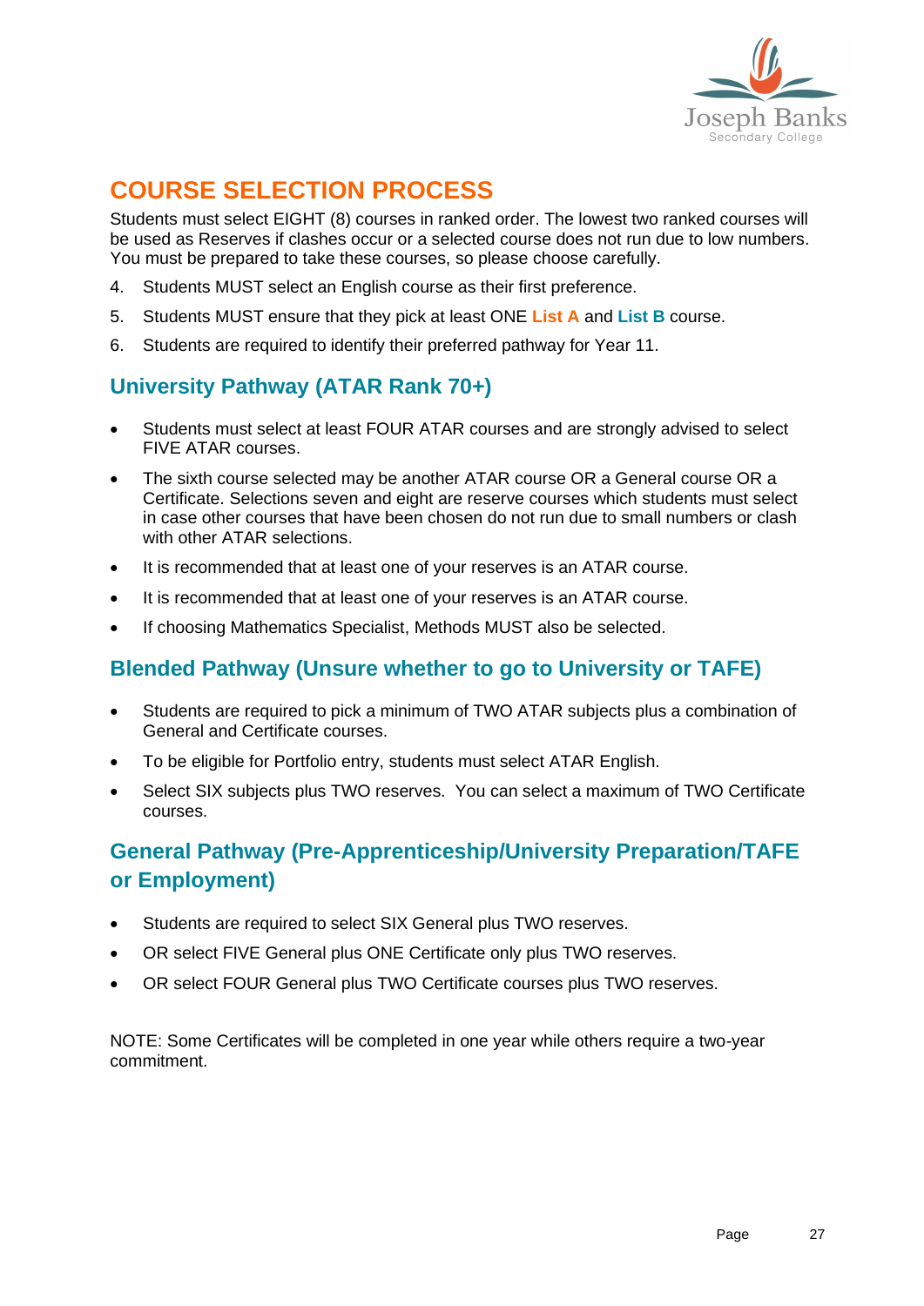# COURSE SELECTION PROCESS

Students must select EIGHT (8) courses in ranked order. The lowest two ranked courses will be used as Reserves if clashes occur or a selected course does not run due to low numbers. You must be prepared to take these courses, so please choose carefully.

4. Students MUST select an English course as their first preference.
5. Students MUST ensure that they pick at least ONE **List A** and **List B** course.
6. Students are required to identify their preferred pathway for Year 11.

## University Pathway (ATAR Rank 70+)

- Students must select at least FOUR ATAR courses and are strongly advised to select FIVE ATAR courses.
- The sixth course selected may be another ATAR course OR a General course OR a Certificate. Selections seven and eight are reserve courses which students must select in case other courses that have been chosen do not run due to small numbers or clash with other ATAR selections.
- It is recommended that at least one of your reserves is an ATAR course.
- It is recommended that at least one of your reserves is an ATAR course.
- If choosing Mathematics Specialist, Methods MUST also be selected.

## Blended Pathway (Unsure whether to go to University or TAFE)

- Students are required to pick a minimum of TWO ATAR subjects plus a combination of General and Certificate courses.
- To be eligible for Portfolio entry, students must select ATAR English.
- Select SIX subjects plus TWO reserves. You can select a maximum of TWO Certificate courses.

## General Pathway (Pre-Apprenticeship/University Preparation/TAFE or Employment)

- Students are required to select SIX General plus TWO reserves.
- OR select FIVE General plus ONE Certificate only plus TWO reserves.
- OR select FOUR General plus TWO Certificate courses plus TWO reserves.

NOTE: Some Certificates will be completed in one year while others require a two-year commitment.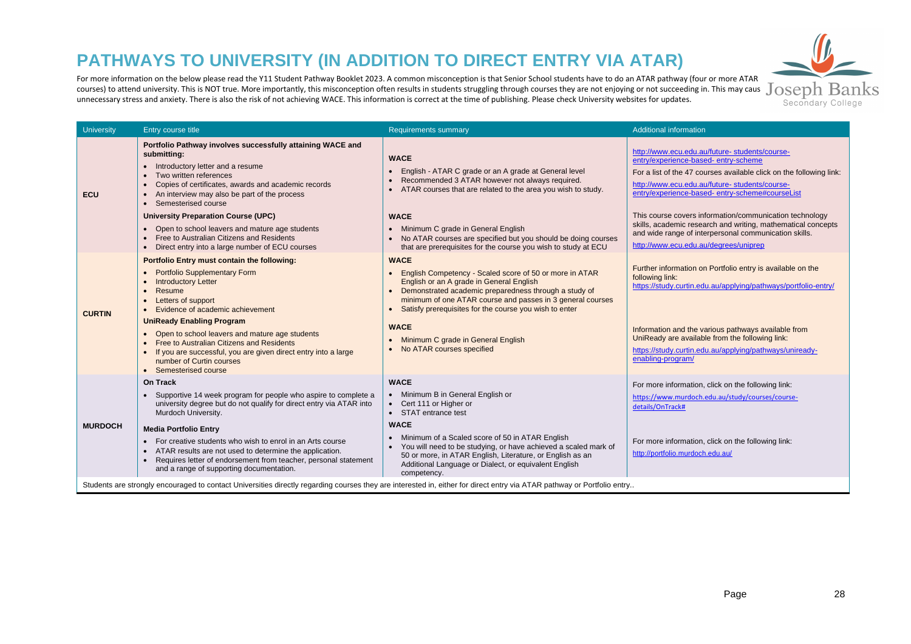# PATHWAYS TO UNIVERSITY (IN ADDITION TO DIRECT ENTRY VIA ATAR)

For more information on the below please read the Y11 Student Pathway Booklet 2023. A common misconception is that Senior School students have to do an ATAR pathway (four or more ATAR courses) to attend university. This is NOT true. More importantly, this misconception often results in students struggling through courses they are not enjoying or not succeeding in. This may caus unnecessary stress and anxiety. There is also the risk of not achieving WACE. This information is correct at the time of publishing. Please check University websites for updates.

| University | Entry course title | Requirements summary | Additional information |
|---|---|---|---|
| **ECU** | **Portfolio Pathway involves successfully attaining WACE and submitting:**<br>• Introductory letter and a resume<br>• Two written references<br>• Copies of certificates, awards and academic records<br>• An interview may also be part of the process<br>• Semesterised course | **WACE**<br>• English - ATAR C grade or an A grade at General level<br>• Recommended 3 ATAR however not always required.<br>• ATAR courses that are related to the area you wish to study. | http://www.ecu.edu.au/future- students/course-entry/experience-based- entry-scheme<br>For a list of the 47 courses available click on the following link:<br>http://www.ecu.edu.au/future- students/course-entry/experience-based- entry-scheme#courseList |
| | **University Preparation Course (UPC)**<br>• Open to school leavers and mature age students<br>• Free to Australian Citizens and Residents<br>• Direct entry into a large number of ECU courses | **WACE**<br>• Minimum C grade in General English<br>• No ATAR courses are specified but you should be doing courses that are prerequisites for the course you wish to study at ECU | This course covers information/communication technology skills, academic research and writing, mathematical concepts and wide range of interpersonal communication skills.<br>http://www.ecu.edu.au/degrees/uniprep |
| **CURTIN** | **Portfolio Entry must contain the following:**<br>• Portfolio Supplementary Form<br>• Introductory Letter<br>• Resume<br>• Letters of support<br>• Evidence of academic achievement | **WACE**<br>• English Competency - Scaled score of 50 or more in ATAR English or an A grade in General English<br>• Demonstrated academic preparedness through a study of minimum of one ATAR course and passes in 3 general courses<br>• Satisfy prerequisites for the course you wish to enter | Further information on Portfolio entry is available on the following link:<br>https://study.curtin.edu.au/applying/pathways/portfolio-entry/ |
| | **UniReady Enabling Program**<br>• Open to school leavers and mature age students<br>• Free to Australian Citizens and Residents<br>• If you are successful, you are given direct entry into a large number of Curtin courses<br>• Semesterised course | **WACE**<br>• Minimum C grade in General English<br>• No ATAR courses specified | Information and the various pathways available from UniReady are available from the following link:<br>https://study.curtin.edu.au/applying/pathways/uniready-enabling-program/ |
| **MURDOCH** | **On Track**<br>• Supportive 14 week program for people who aspire to complete a university degree but do not qualify for direct entry via ATAR into Murdoch University. | **WACE**<br>• Minimum B in General English or<br>• Cert 111 or Higher or<br>• STAT entrance test | For more information, click on the following link:<br>https://www.murdoch.edu.au/study/courses/course-details/OnTrack# |
| | **Media Portfolio Entry**<br>• For creative students who wish to enrol in an Arts course<br>• ATAR results are not used to determine the application.<br>• Requires letter of endorsement from teacher, personal statement and a range of supporting documentation. | **WACE**<br>• Minimum of a Scaled score of 50 in ATAR English<br>• You will need to be studying, or have achieved a scaled mark of 50 or more, in ATAR English, Literature, or English as an Additional Language or Dialect, or equivalent English competency. | For more information, click on the following link:<br>http://portfolio.murdoch.edu.au/ |

Students are strongly encouraged to contact Universities directly regarding courses they are interested in, either for direct entry via ATAR pathway or Portfolio entry..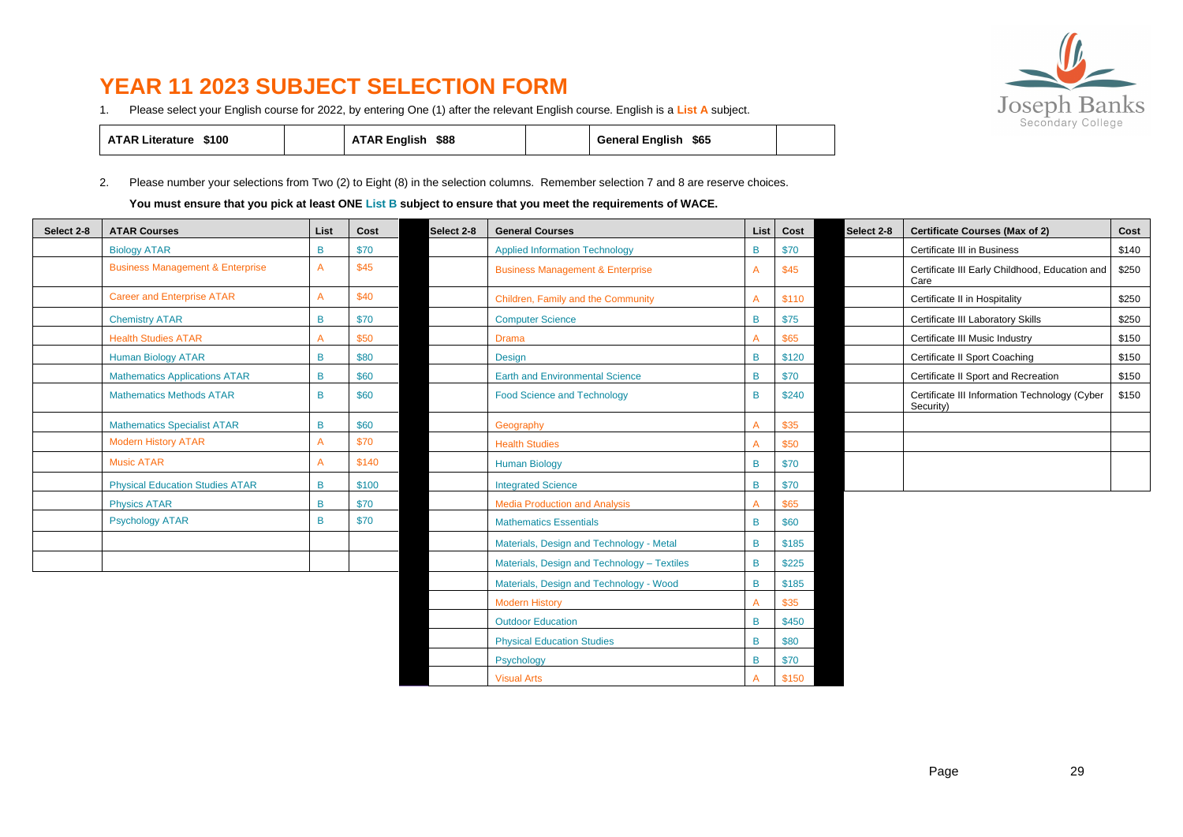# YEAR 11 2023 SUBJECT SELECTION FORM

1. Please select your English course for 2022, by entering One (1) after the relevant English course. English is a **List A** subject.

| ATAR Literature $100 | | ATAR English $88 | | General English $65 | |
|---|---|---|---|---|---|

2. Please number your selections from Two (2) to Eight (8) in the selection columns. Remember selection 7 and 8 are reserve choices.

**You must ensure that you pick at least ONE List B subject to ensure that you meet the requirements of WACE.**

| Select 2-8 | ATAR Courses | List | Cost |
|---|---|---|---|
| | Biology ATAR | B | $70 |
| | Business Management & Enterprise | A | $45 |
| | Career and Enterprise ATAR | A | $40 |
| | Chemistry ATAR | B | $70 |
| | Health Studies ATAR | A | $50 |
| | Human Biology ATAR | B | $80 |
| | Mathematics Applications ATAR | B | $60 |
| | Mathematics Methods ATAR | B | $60 |
| | Mathematics Specialist ATAR | B | $60 |
| | Modern History ATAR | A | $70 |
| | Music ATAR | A | $140 |
| | Physical Education Studies ATAR | B | $100 |
| | Physics ATAR | B | $70 |
| | Psychology ATAR | B | $70 |
| | | | |
| | | | |

| Select 2-8 | General Courses | List | Cost |
|---|---|---|---|
| | Applied Information Technology | B | $70 |
| | Business Management & Enterprise | A | $45 |
| | Children, Family and the Community | A | $110 |
| | Computer Science | B | $75 |
| | Drama | A | $65 |
| | Design | B | $120 |
| | Earth and Environmental Science | B | $70 |
| | Food Science and Technology | B | $240 |
| | Geography | A | $35 |
| | Health Studies | A | $50 |
| | Human Biology | B | $70 |
| | Integrated Science | B | $70 |
| | Media Production and Analysis | A | $65 |
| | Mathematics Essentials | B | $60 |
| | Materials, Design and Technology - Metal | B | $185 |
| | Materials, Design and Technology – Textiles | B | $225 |
| | Materials, Design and Technology - Wood | B | $185 |
| | Modern History | A | $35 |
| | Outdoor Education | B | $450 |
| | Physical Education Studies | B | $80 |
| | Psychology | B | $70 |
| | Visual Arts | A | $150 |

| Select 2-8 | Certificate Courses (Max of 2) | Cost |
|---|---|---|
| | Certificate III in Business | $140 |
| | Certificate III Early Childhood, Education and Care | $250 |
| | Certificate II in Hospitality | $250 |
| | Certificate III Laboratory Skills | $250 |
| | Certificate III Music Industry | $150 |
| | Certificate II Sport Coaching | $150 |
| | Certificate II Sport and Recreation | $150 |
| | Certificate III Information Technology (Cyber Security) | $150 |
| | | |
| | | |
| | | |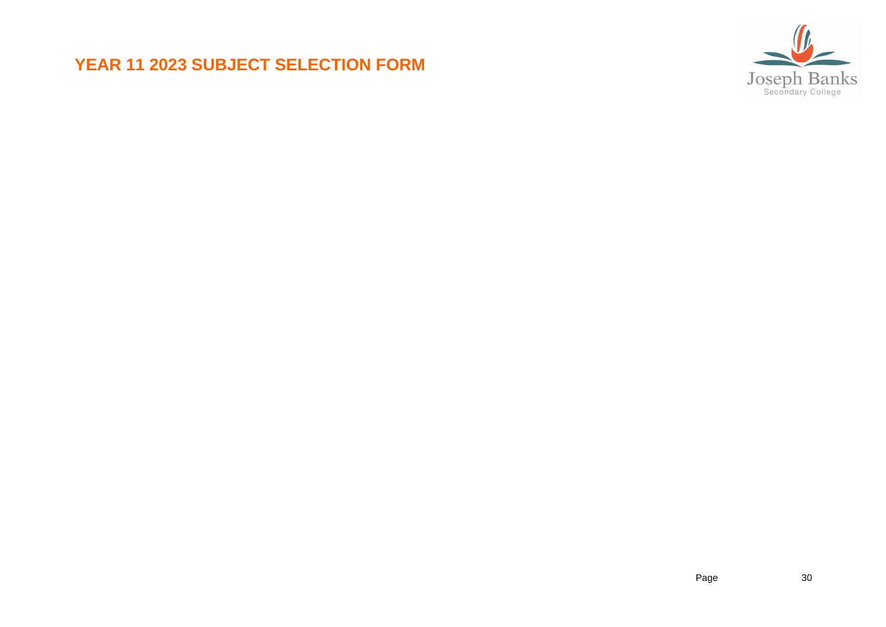# YEAR 11 2023 SUBJECT SELECTION FORM

Joseph Banks
Secondary College